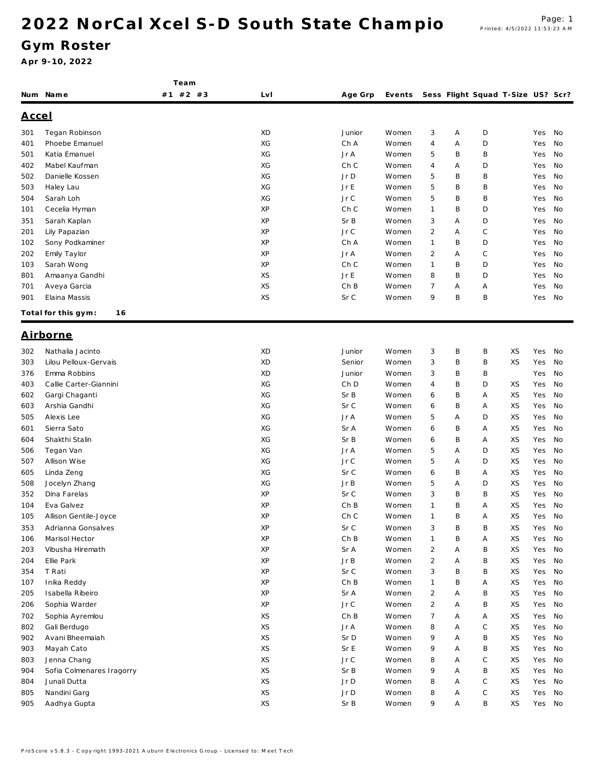# 2022 NorCal Xcel S-D South State Champio

## Gym Roster

**Apr 9-10, 2022**

| Num | Name | Team #1 | Team #2 | Team #3 | Lvl | Age Grp | Events | Sess | Flight | Squad | T-Size | US? | Scr? |
|---|---|---|---|---|---|---|---|---|---|---|---|---|---|

### Accel

| Num | Name | Team #1 | Team #2 | Team #3 | Lvl | Age Grp | Events | Sess | Flight | Squad | T-Size | US? | Scr? |
|---|---|---|---|---|---|---|---|---|---|---|---|---|---|
| 301 | Tegan Robinson | | | | XD | Junior | Women | 3 | A | D | | Yes | No |
| 401 | Phoebe Emanuel | | | | XG | Ch A | Women | 4 | A | D | | Yes | No |
| 501 | Katia Emanuel | | | | XG | Jr A | Women | 5 | B | B | | Yes | No |
| 402 | Mabel Kaufman | | | | XG | Ch C | Women | 4 | A | D | | Yes | No |
| 502 | Danielle Kossen | | | | XG | Jr D | Women | 5 | B | B | | Yes | No |
| 503 | Haley Lau | | | | XG | Jr E | Women | 5 | B | B | | Yes | No |
| 504 | Sarah Loh | | | | XG | Jr C | Women | 5 | B | B | | Yes | No |
| 101 | Cecelia Hyman | | | | XP | Ch C | Women | 1 | B | D | | Yes | No |
| 351 | Sarah Kaplan | | | | XP | Sr B | Women | 3 | A | D | | Yes | No |
| 201 | Lily Papazian | | | | XP | Jr C | Women | 2 | A | C | | Yes | No |
| 102 | Sony Podkaminer | | | | XP | Ch A | Women | 1 | B | D | | Yes | No |
| 202 | Emily Taylor | | | | XP | Jr A | Women | 2 | A | C | | Yes | No |
| 103 | Sarah Wong | | | | XP | Ch C | Women | 1 | B | D | | Yes | No |
| 801 | Amaanya Gandhi | | | | XS | Jr E | Women | 8 | B | D | | Yes | No |
| 701 | Aveya Garcia | | | | XS | Ch B | Women | 7 | A | A | | Yes | No |
| 901 | Elaina Massis | | | | XS | Sr C | Women | 9 | B | B | | Yes | No |

**Total for this gym: 16**

### Airborne

| Num | Name | Team #1 | Team #2 | Team #3 | Lvl | Age Grp | Events | Sess | Flight | Squad | T-Size | US? | Scr? |
|---|---|---|---|---|---|---|---|---|---|---|---|---|---|
| 302 | Nathalia Jacinto | | | | XD | Junior | Women | 3 | B | B | XS | Yes | No |
| 303 | Lilou Pelloux-Gervais | | | | XD | Senior | Women | 3 | B | B | XS | Yes | No |
| 376 | Emma Robbins | | | | XD | Junior | Women | 3 | B | B | | Yes | No |
| 403 | Callie Carter-Giannini | | | | XG | Ch D | Women | 4 | B | D | XS | Yes | No |
| 602 | Gargi Chaganti | | | | XG | Sr B | Women | 6 | B | A | XS | Yes | No |
| 603 | Arshia Gandhi | | | | XG | Sr C | Women | 6 | B | A | XS | Yes | No |
| 505 | Alexis Lee | | | | XG | Jr A | Women | 5 | A | D | XS | Yes | No |
| 601 | Sierra Sato | | | | XG | Sr A | Women | 6 | B | A | XS | Yes | No |
| 604 | Shakthi Stalin | | | | XG | Sr B | Women | 6 | B | A | XS | Yes | No |
| 506 | Tegan Van | | | | XG | Jr A | Women | 5 | A | D | XS | Yes | No |
| 507 | Allison Wise | | | | XG | Jr C | Women | 5 | A | D | XS | Yes | No |
| 605 | Linda Zeng | | | | XG | Sr C | Women | 6 | B | A | XS | Yes | No |
| 508 | Jocelyn Zhang | | | | XG | Jr B | Women | 5 | A | D | XS | Yes | No |
| 352 | Dina Farelas | | | | XP | Sr C | Women | 3 | B | B | XS | Yes | No |
| 104 | Eva Galvez | | | | XP | Ch B | Women | 1 | B | A | XS | Yes | No |
| 105 | Allison Gentile-Joyce | | | | XP | Ch C | Women | 1 | B | A | XS | Yes | No |
| 353 | Adrianna Gonsalves | | | | XP | Sr C | Women | 3 | B | B | XS | Yes | No |
| 106 | Marisol Hector | | | | XP | Ch B | Women | 1 | B | A | XS | Yes | No |
| 203 | Vibusha Hiremath | | | | XP | Sr A | Women | 2 | A | B | XS | Yes | No |
| 204 | Ellie Park | | | | XP | Jr B | Women | 2 | A | B | XS | Yes | No |
| 354 | T Rati | | | | XP | Sr C | Women | 3 | B | B | XS | Yes | No |
| 107 | Inika Reddy | | | | XP | Ch B | Women | 1 | B | A | XS | Yes | No |
| 205 | Isabella Ribeiro | | | | XP | Sr A | Women | 2 | A | B | XS | Yes | No |
| 206 | Sophia Warder | | | | XP | Jr C | Women | 2 | A | B | XS | Yes | No |
| 702 | Sophia Ayremlou | | | | XS | Ch B | Women | 7 | A | A | XS | Yes | No |
| 802 | Gali Berdugo | | | | XS | Jr A | Women | 8 | A | C | XS | Yes | No |
| 902 | Avani Bheemaiah | | | | XS | Sr D | Women | 9 | A | B | XS | Yes | No |
| 903 | Mayah Cato | | | | XS | Sr E | Women | 9 | A | B | XS | Yes | No |
| 803 | Jenna Chang | | | | XS | Jr C | Women | 8 | A | C | XS | Yes | No |
| 904 | Sofia Colmenares Iragorry | | | | XS | Sr B | Women | 9 | A | B | XS | Yes | No |
| 804 | Junali Dutta | | | | XS | Jr D | Women | 8 | A | C | XS | Yes | No |
| 805 | Nandini Garg | | | | XS | Jr D | Women | 8 | A | C | XS | Yes | No |
| 905 | Aadhya Gupta | | | | XS | Sr B | Women | 9 | A | B | XS | Yes | No |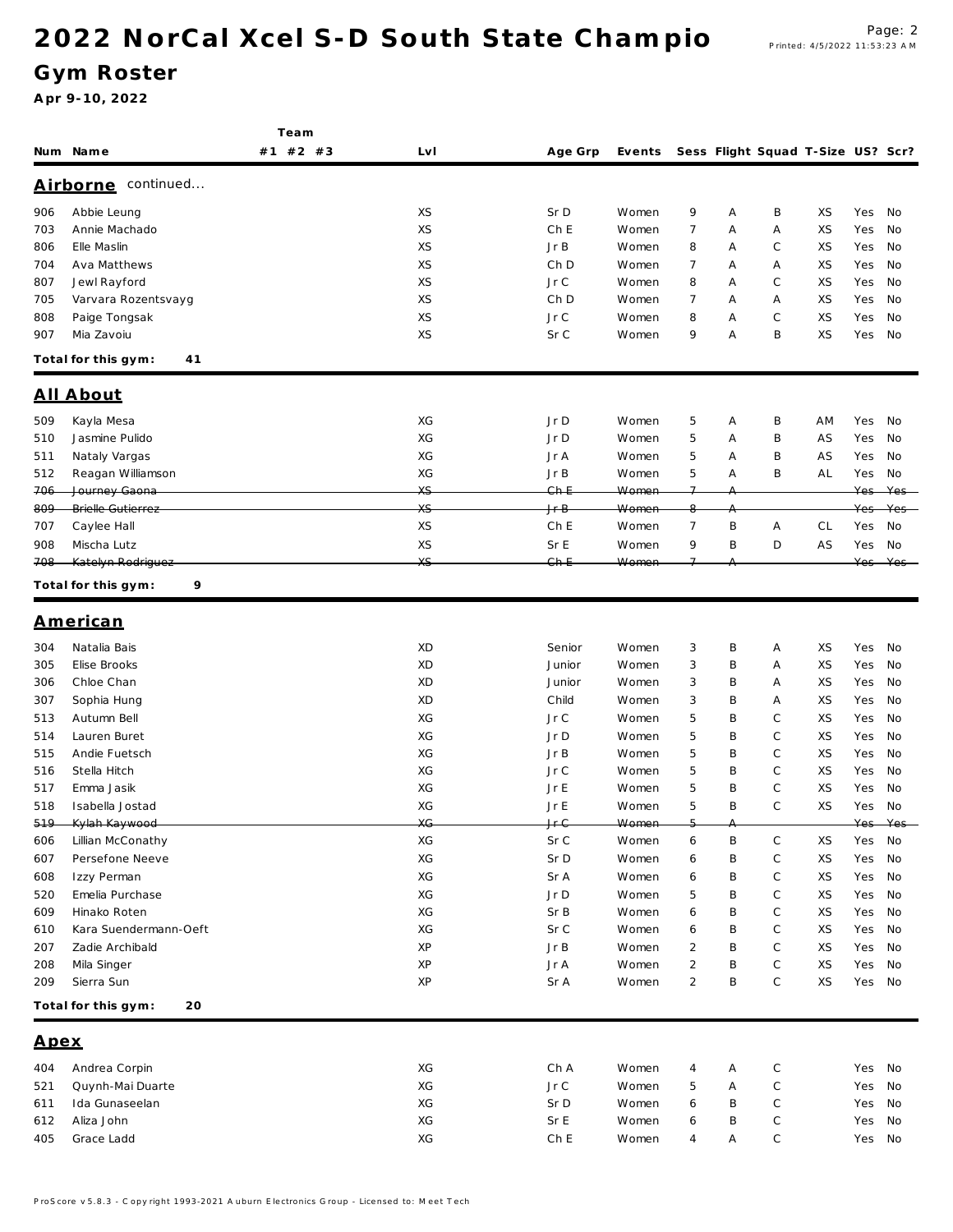# 2022 NorCal Xcel S-D South State Champio

## Gym Roster

**Apr 9-10, 2022**

| Num | Name | Team #1 | Team #2 | Team #3 | Lvl | Age Grp | Events | Sess | Flight | Squad | T-Size | US? | Scr? |
|---|---|---|---|---|---|---|---|---|---|---|---|---|---|
| **Airborne** continued... | | | | | | | | | | | | | |
| 906 | Abbie Leung | | | | XS | Sr D | Women | 9 | A | B | XS | Yes | No |
| 703 | Annie Machado | | | | XS | Ch E | Women | 7 | A | A | XS | Yes | No |
| 806 | Elle Maslin | | | | XS | Jr B | Women | 8 | A | C | XS | Yes | No |
| 704 | Ava Matthews | | | | XS | Ch D | Women | 7 | A | A | XS | Yes | No |
| 807 | Jewl Rayford | | | | XS | Jr C | Women | 8 | A | C | XS | Yes | No |
| 705 | Varvara Rozentsvayg | | | | XS | Ch D | Women | 7 | A | A | XS | Yes | No |
| 808 | Paige Tongsak | | | | XS | Jr C | Women | 8 | A | C | XS | Yes | No |
| 907 | Mia Zavoiu | | | | XS | Sr C | Women | 9 | A | B | XS | Yes | No |
| **Total for this gym: 41** | | | | | | | | | | | | | |
| **All About** | | | | | | | | | | | | | |
| 509 | Kayla Mesa | | | | XG | Jr D | Women | 5 | A | B | AM | Yes | No |
| 510 | Jasmine Pulido | | | | XG | Jr D | Women | 5 | A | B | AS | Yes | No |
| 511 | Nataly Vargas | | | | XG | Jr A | Women | 5 | A | B | AS | Yes | No |
| 512 | Reagan Williamson | | | | XG | Jr B | Women | 5 | A | B | AL | Yes | No |
| ~~706~~ | ~~Journey Gaona~~ | | | | ~~XS~~ | ~~Ch E~~ | ~~Women~~ | ~~7~~ | ~~A~~ | | | ~~Yes~~ | ~~Yes~~ |
| ~~809~~ | ~~Brielle Gutierrez~~ | | | | ~~XS~~ | ~~Jr B~~ | ~~Women~~ | ~~8~~ | ~~A~~ | | | ~~Yes~~ | ~~Yes~~ |
| 707 | Caylee Hall | | | | XS | Ch E | Women | 7 | B | A | CL | Yes | No |
| 908 | Mischa Lutz | | | | XS | Sr E | Women | 9 | B | D | AS | Yes | No |
| ~~708~~ | ~~Katelyn Rodriguez~~ | | | | ~~XS~~ | ~~Ch E~~ | ~~Women~~ | ~~7~~ | ~~A~~ | | | ~~Yes~~ | ~~Yes~~ |
| **Total for this gym: 9** | | | | | | | | | | | | | |
| **American** | | | | | | | | | | | | | |
| 304 | Natalia Bais | | | | XD | Senior | Women | 3 | B | A | XS | Yes | No |
| 305 | Elise Brooks | | | | XD | Junior | Women | 3 | B | A | XS | Yes | No |
| 306 | Chloe Chan | | | | XD | Junior | Women | 3 | B | A | XS | Yes | No |
| 307 | Sophia Hung | | | | XD | Child | Women | 3 | B | A | XS | Yes | No |
| 513 | Autumn Bell | | | | XG | Jr C | Women | 5 | B | C | XS | Yes | No |
| 514 | Lauren Buret | | | | XG | Jr D | Women | 5 | B | C | XS | Yes | No |
| 515 | Andie Fuetsch | | | | XG | Jr B | Women | 5 | B | C | XS | Yes | No |
| 516 | Stella Hitch | | | | XG | Jr C | Women | 5 | B | C | XS | Yes | No |
| 517 | Emma Jasik | | | | XG | Jr E | Women | 5 | B | C | XS | Yes | No |
| 518 | Isabella Jostad | | | | XG | Jr E | Women | 5 | B | C | XS | Yes | No |
| ~~519~~ | ~~Kylah Kaywood~~ | | | | ~~XG~~ | ~~Jr C~~ | ~~Women~~ | ~~5~~ | ~~A~~ | | | ~~Yes~~ | ~~Yes~~ |
| 606 | Lillian McConathy | | | | XG | Sr C | Women | 6 | B | C | XS | Yes | No |
| 607 | Persefone Neeve | | | | XG | Sr D | Women | 6 | B | C | XS | Yes | No |
| 608 | Izzy Perman | | | | XG | Sr A | Women | 6 | B | C | XS | Yes | No |
| 520 | Emelia Purchase | | | | XG | Jr D | Women | 5 | B | C | XS | Yes | No |
| 609 | Hinako Roten | | | | XG | Sr B | Women | 6 | B | C | XS | Yes | No |
| 610 | Kara Suendermann-Oeft | | | | XG | Sr C | Women | 6 | B | C | XS | Yes | No |
| 207 | Zadie Archibald | | | | XP | Jr B | Women | 2 | B | C | XS | Yes | No |
| 208 | Mila Singer | | | | XP | Jr A | Women | 2 | B | C | XS | Yes | No |
| 209 | Sierra Sun | | | | XP | Sr A | Women | 2 | B | C | XS | Yes | No |
| **Total for this gym: 20** | | | | | | | | | | | | | |
| **Apex** | | | | | | | | | | | | | |
| 404 | Andrea Corpin | | | | XG | Ch A | Women | 4 | A | C | | Yes | No |
| 521 | Quynh-Mai Duarte | | | | XG | Jr C | Women | 5 | A | C | | Yes | No |
| 611 | Ida Gunaseelan | | | | XG | Sr D | Women | 6 | B | C | | Yes | No |
| 612 | Aliza John | | | | XG | Sr E | Women | 6 | B | C | | Yes | No |
| 405 | Grace Ladd | | | | XG | Ch E | Women | 4 | A | C | | Yes | No |

ProScore v5.8.3 - Copyright 1993-2021 Auburn Electronics Group - Licensed to: Meet Tech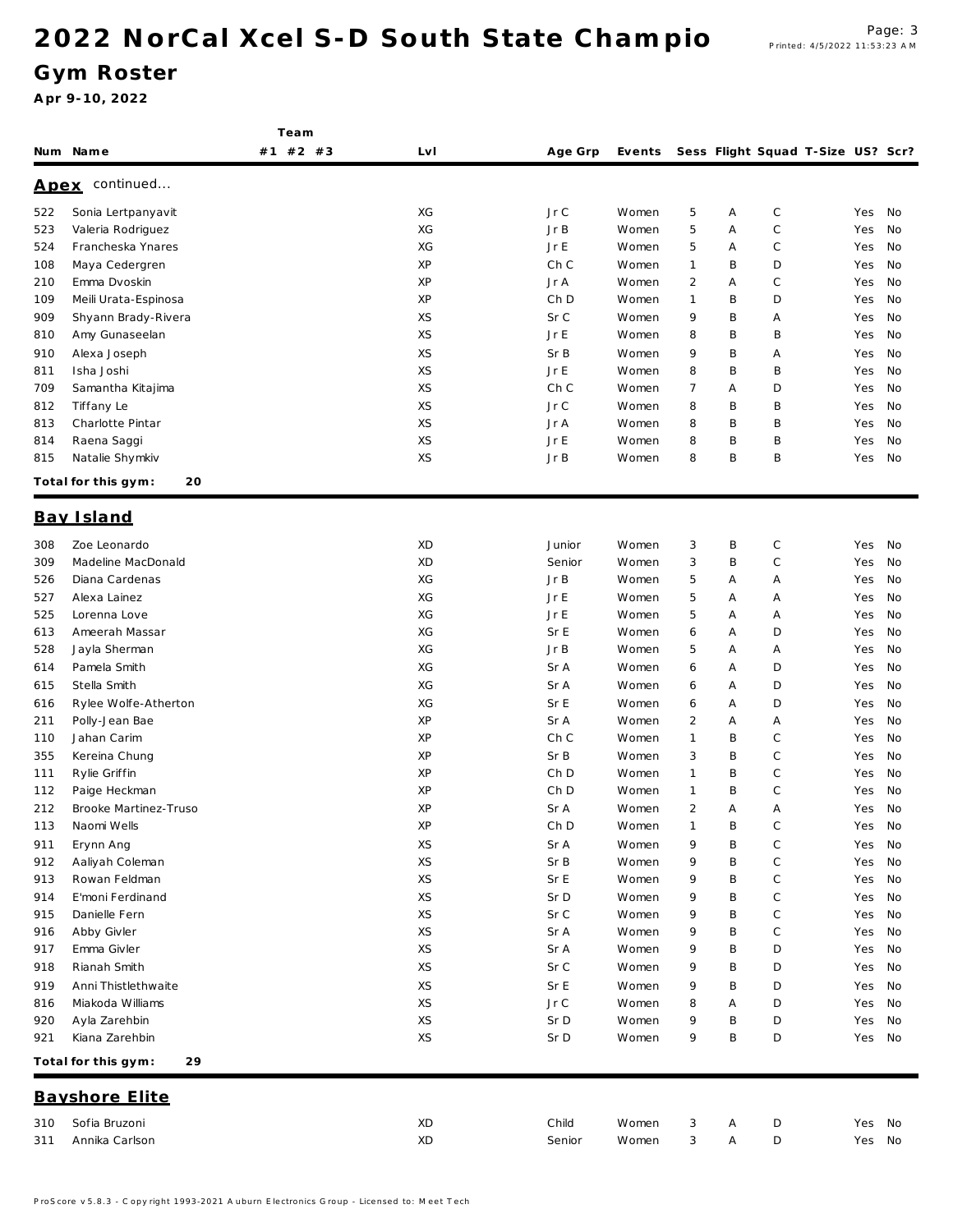# 2022 NorCal Xcel S-D South State Champio

## Gym Roster

**Apr 9-10, 2022**

| Num | Name | Team #1 | Team #2 | Team #3 | Lvl | Age Grp | Events | Sess | Flight | Squad | T-Size | US? | Scr? |
|---|---|---|---|---|---|---|---|---|---|---|---|---|---|
| **Apex** continued... | | | | | | | | | | | | | |
| 522 | Sonia Lertpanyavit | | | | XG | Jr C | Women | 5 | A | C | | Yes | No |
| 523 | Valeria Rodriguez | | | | XG | Jr B | Women | 5 | A | C | | Yes | No |
| 524 | Francheska Ynares | | | | XG | Jr E | Women | 5 | A | C | | Yes | No |
| 108 | Maya Cedergren | | | | XP | Ch C | Women | 1 | B | D | | Yes | No |
| 210 | Emma Dvoskin | | | | XP | Jr A | Women | 2 | A | C | | Yes | No |
| 109 | Meili Urata-Espinosa | | | | XP | Ch D | Women | 1 | B | D | | Yes | No |
| 909 | Shyann Brady-Rivera | | | | XS | Sr C | Women | 9 | B | A | | Yes | No |
| 810 | Amy Gunaseelan | | | | XS | Jr E | Women | 8 | B | B | | Yes | No |
| 910 | Alexa Joseph | | | | XS | Sr B | Women | 9 | B | A | | Yes | No |
| 811 | Isha Joshi | | | | XS | Jr E | Women | 8 | B | B | | Yes | No |
| 709 | Samantha Kitajima | | | | XS | Ch C | Women | 7 | A | D | | Yes | No |
| 812 | Tiffany Le | | | | XS | Jr C | Women | 8 | B | B | | Yes | No |
| 813 | Charlotte Pintar | | | | XS | Jr A | Women | 8 | B | B | | Yes | No |
| 814 | Raena Saggi | | | | XS | Jr E | Women | 8 | B | B | | Yes | No |
| 815 | Natalie Shymkiv | | | | XS | Jr B | Women | 8 | B | B | | Yes | No |
| **Total for this gym: 20** | | | | | | | | | | | | | |
| **Bay Island** | | | | | | | | | | | | | |
| 308 | Zoe Leonardo | | | | XD | Junior | Women | 3 | B | C | | Yes | No |
| 309 | Madeline MacDonald | | | | XD | Senior | Women | 3 | B | C | | Yes | No |
| 526 | Diana Cardenas | | | | XG | Jr B | Women | 5 | A | A | | Yes | No |
| 527 | Alexa Lainez | | | | XG | Jr E | Women | 5 | A | A | | Yes | No |
| 525 | Lorenna Love | | | | XG | Jr E | Women | 5 | A | A | | Yes | No |
| 613 | Ameerah Massar | | | | XG | Sr E | Women | 6 | A | D | | Yes | No |
| 528 | Jayla Sherman | | | | XG | Jr B | Women | 5 | A | A | | Yes | No |
| 614 | Pamela Smith | | | | XG | Sr A | Women | 6 | A | D | | Yes | No |
| 615 | Stella Smith | | | | XG | Sr A | Women | 6 | A | D | | Yes | No |
| 616 | Rylee Wolfe-Atherton | | | | XG | Sr E | Women | 6 | A | D | | Yes | No |
| 211 | Polly-Jean Bae | | | | XP | Sr A | Women | 2 | A | A | | Yes | No |
| 110 | Jahan Carim | | | | XP | Ch C | Women | 1 | B | C | | Yes | No |
| 355 | Kereina Chung | | | | XP | Sr B | Women | 3 | B | C | | Yes | No |
| 111 | Rylie Griffin | | | | XP | Ch D | Women | 1 | B | C | | Yes | No |
| 112 | Paige Heckman | | | | XP | Ch D | Women | 1 | B | C | | Yes | No |
| 212 | Brooke Martinez-Truso | | | | XP | Sr A | Women | 2 | A | A | | Yes | No |
| 113 | Naomi Wells | | | | XP | Ch D | Women | 1 | B | C | | Yes | No |
| 911 | Erynn Ang | | | | XS | Sr A | Women | 9 | B | C | | Yes | No |
| 912 | Aaliyah Coleman | | | | XS | Sr B | Women | 9 | B | C | | Yes | No |
| 913 | Rowan Feldman | | | | XS | Sr E | Women | 9 | B | C | | Yes | No |
| 914 | E'moni Ferdinand | | | | XS | Sr D | Women | 9 | B | C | | Yes | No |
| 915 | Danielle Fern | | | | XS | Sr C | Women | 9 | B | C | | Yes | No |
| 916 | Abby Givler | | | | XS | Sr A | Women | 9 | B | C | | Yes | No |
| 917 | Emma Givler | | | | XS | Sr A | Women | 9 | B | D | | Yes | No |
| 918 | Rianah Smith | | | | XS | Sr C | Women | 9 | B | D | | Yes | No |
| 919 | Anni Thistlethwaite | | | | XS | Sr E | Women | 9 | B | D | | Yes | No |
| 816 | Miakoda Williams | | | | XS | Jr C | Women | 8 | A | D | | Yes | No |
| 920 | Ayla Zarehbin | | | | XS | Sr D | Women | 9 | B | D | | Yes | No |
| 921 | Kiana Zarehbin | | | | XS | Sr D | Women | 9 | B | D | | Yes | No |
| **Total for this gym: 29** | | | | | | | | | | | | | |
| **Bayshore Elite** | | | | | | | | | | | | | |
| 310 | Sofia Bruzoni | | | | XD | Child | Women | 3 | A | D | | Yes | No |
| 311 | Annika Carlson | | | | XD | Senior | Women | 3 | A | D | | Yes | No |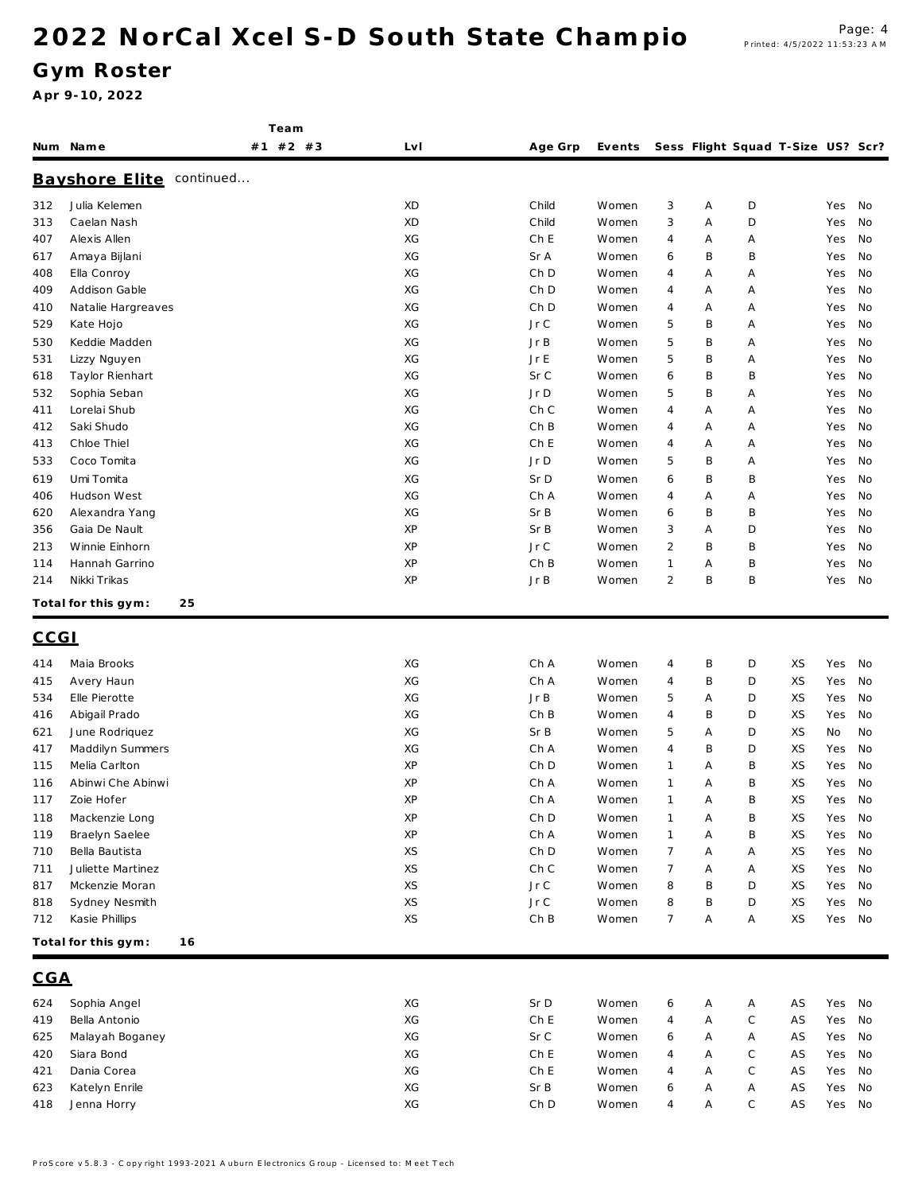# 2022 NorCal Xcel S-D South State Champio

## Gym Roster

**Apr 9-10, 2022**

## Bayshore Elite continued...

| Num | Name | Team #1 | Team #2 | Team #3 | Lvl | Age Grp | Events | Sess | Flight | Squad | T-Size | US? | Scr? |
|---|---|---|---|---|---|---|---|---|---|---|---|---|---|
| 312 | Julia Kelemen | | | | XD | Child | Women | 3 | A | D | | Yes | No |
| 313 | Caelan Nash | | | | XD | Child | Women | 3 | A | D | | Yes | No |
| 407 | Alexis Allen | | | | XG | Ch E | Women | 4 | A | A | | Yes | No |
| 617 | Amaya Bijlani | | | | XG | Sr A | Women | 6 | B | B | | Yes | No |
| 408 | Ella Conroy | | | | XG | Ch D | Women | 4 | A | A | | Yes | No |
| 409 | Addison Gable | | | | XG | Ch D | Women | 4 | A | A | | Yes | No |
| 410 | Natalie Hargreaves | | | | XG | Ch D | Women | 4 | A | A | | Yes | No |
| 529 | Kate Hojo | | | | XG | Jr C | Women | 5 | B | A | | Yes | No |
| 530 | Keddie Madden | | | | XG | Jr B | Women | 5 | B | A | | Yes | No |
| 531 | Lizzy Nguyen | | | | XG | Jr E | Women | 5 | B | A | | Yes | No |
| 618 | Taylor Rienhart | | | | XG | Sr C | Women | 6 | B | B | | Yes | No |
| 532 | Sophia Seban | | | | XG | Jr D | Women | 5 | B | A | | Yes | No |
| 411 | Lorelai Shub | | | | XG | Ch C | Women | 4 | A | A | | Yes | No |
| 412 | Saki Shudo | | | | XG | Ch B | Women | 4 | A | A | | Yes | No |
| 413 | Chloe Thiel | | | | XG | Ch E | Women | 4 | A | A | | Yes | No |
| 533 | Coco Tomita | | | | XG | Jr D | Women | 5 | B | A | | Yes | No |
| 619 | Umi Tomita | | | | XG | Sr D | Women | 6 | B | B | | Yes | No |
| 406 | Hudson West | | | | XG | Ch A | Women | 4 | A | A | | Yes | No |
| 620 | Alexandra Yang | | | | XG | Sr B | Women | 6 | B | B | | Yes | No |
| 356 | Gaia De Nault | | | | XP | Sr B | Women | 3 | A | D | | Yes | No |
| 213 | Winnie Einhorn | | | | XP | Jr C | Women | 2 | B | B | | Yes | No |
| 114 | Hannah Garrino | | | | XP | Ch B | Women | 1 | A | B | | Yes | No |
| 214 | Nikki Trikas | | | | XP | Jr B | Women | 2 | B | B | | Yes | No |

**Total for this gym: 25**

## CCGI

| Num | Name | Team #1 | Team #2 | Team #3 | Lvl | Age Grp | Events | Sess | Flight | Squad | T-Size | US? | Scr? |
|---|---|---|---|---|---|---|---|---|---|---|---|---|---|
| 414 | Maia Brooks | | | | XG | Ch A | Women | 4 | B | D | XS | Yes | No |
| 415 | Avery Haun | | | | XG | Ch A | Women | 4 | B | D | XS | Yes | No |
| 534 | Elle Pierotte | | | | XG | Jr B | Women | 5 | A | D | XS | Yes | No |
| 416 | Abigail Prado | | | | XG | Ch B | Women | 4 | B | D | XS | Yes | No |
| 621 | June Rodriquez | | | | XG | Sr B | Women | 5 | A | D | XS | No | No |
| 417 | Maddilyn Summers | | | | XG | Ch A | Women | 4 | B | D | XS | Yes | No |
| 115 | Melia Carlton | | | | XP | Ch D | Women | 1 | A | B | XS | Yes | No |
| 116 | Abinwi Che Abinwi | | | | XP | Ch A | Women | 1 | A | B | XS | Yes | No |
| 117 | Zoie Hofer | | | | XP | Ch A | Women | 1 | A | B | XS | Yes | No |
| 118 | Mackenzie Long | | | | XP | Ch D | Women | 1 | A | B | XS | Yes | No |
| 119 | Braelyn Saelee | | | | XP | Ch A | Women | 1 | A | B | XS | Yes | No |
| 710 | Bella Bautista | | | | XS | Ch D | Women | 7 | A | A | XS | Yes | No |
| 711 | Juliette Martinez | | | | XS | Ch C | Women | 7 | A | A | XS | Yes | No |
| 817 | Mckenzie Moran | | | | XS | Jr C | Women | 8 | B | D | XS | Yes | No |
| 818 | Sydney Nesmith | | | | XS | Jr C | Women | 8 | B | D | XS | Yes | No |
| 712 | Kasie Phillips | | | | XS | Ch B | Women | 7 | A | A | XS | Yes | No |

**Total for this gym: 16**

## CGA

| Num | Name | Team #1 | Team #2 | Team #3 | Lvl | Age Grp | Events | Sess | Flight | Squad | T-Size | US? | Scr? |
|---|---|---|---|---|---|---|---|---|---|---|---|---|---|
| 624 | Sophia Angel | | | | XG | Sr D | Women | 6 | A | A | AS | Yes | No |
| 419 | Bella Antonio | | | | XG | Ch E | Women | 4 | A | C | AS | Yes | No |
| 625 | Malayah Boganey | | | | XG | Sr C | Women | 6 | A | A | AS | Yes | No |
| 420 | Siara Bond | | | | XG | Ch E | Women | 4 | A | C | AS | Yes | No |
| 421 | Dania Corea | | | | XG | Ch E | Women | 4 | A | C | AS | Yes | No |
| 623 | Katelyn Enrile | | | | XG | Sr B | Women | 6 | A | A | AS | Yes | No |
| 418 | Jenna Horry | | | | XG | Ch D | Women | 4 | A | C | AS | Yes | No |

ProScore v5.8.3 - Copyright 1993-2021 Auburn Electronics Group - Licensed to: Meet Tech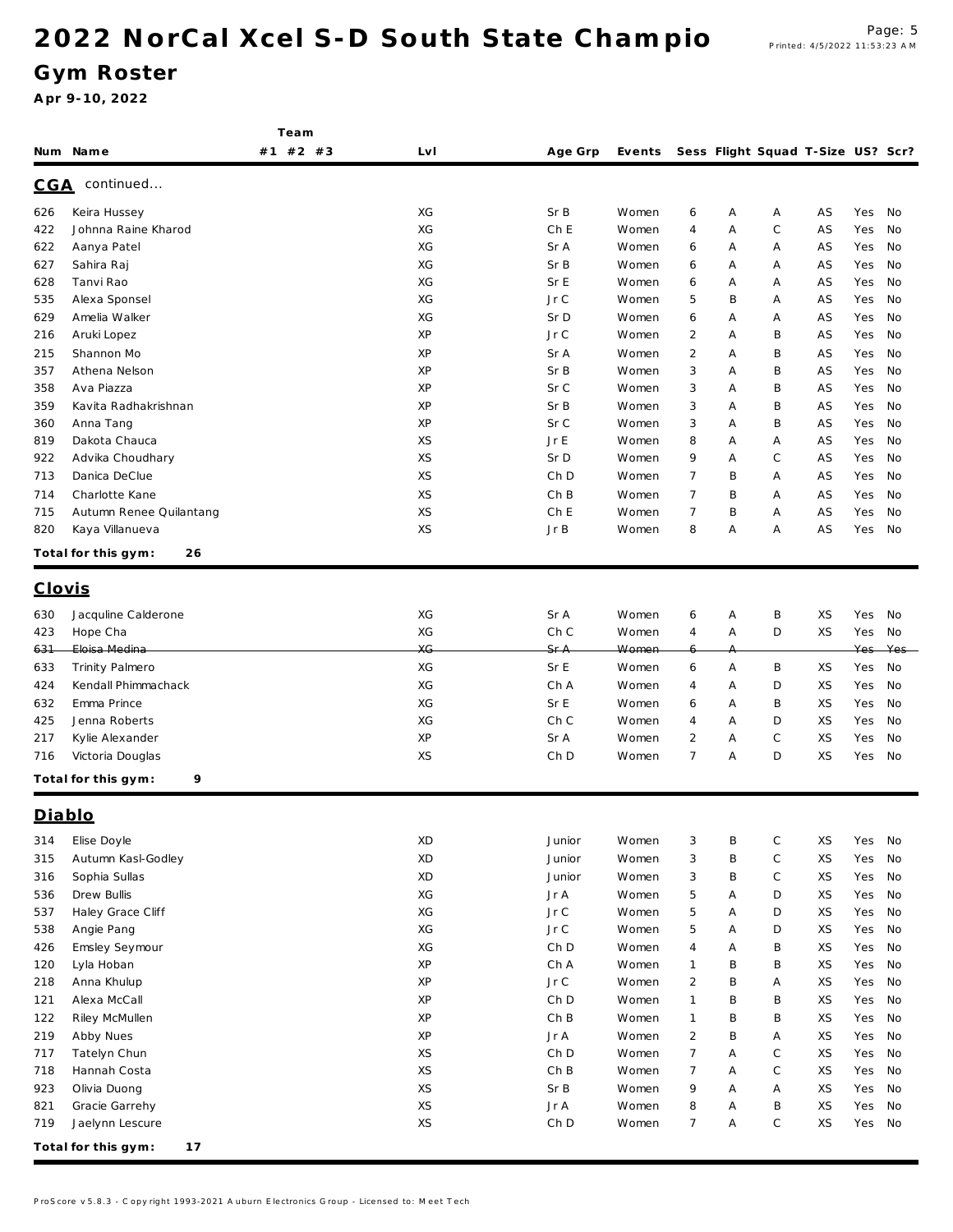# 2022 NorCal Xcel S-D South State Champio

## Gym Roster

**Apr 9-10, 2022**

| Num | Name | Team #1 | Team #2 | Team #3 | Lvl | Age Grp | Events | Sess | Flight | Squad | T-Size | US? | Scr? |
|---|---|---|---|---|---|---|---|---|---|---|---|---|---|
| **CGA** continued... | | | | | | | | | | | | | |
| 626 | Keira Hussey | | | | XG | Sr B | Women | 6 | A | A | AS | Yes | No |
| 422 | Johnna Raine Kharod | | | | XG | Ch E | Women | 4 | A | C | AS | Yes | No |
| 622 | Aanya Patel | | | | XG | Sr A | Women | 6 | A | A | AS | Yes | No |
| 627 | Sahira Raj | | | | XG | Sr B | Women | 6 | A | A | AS | Yes | No |
| 628 | Tanvi Rao | | | | XG | Sr E | Women | 6 | A | A | AS | Yes | No |
| 535 | Alexa Sponsel | | | | XG | Jr C | Women | 5 | B | A | AS | Yes | No |
| 629 | Amelia Walker | | | | XG | Sr D | Women | 6 | A | A | AS | Yes | No |
| 216 | Aruki Lopez | | | | XP | Jr C | Women | 2 | A | B | AS | Yes | No |
| 215 | Shannon Mo | | | | XP | Sr A | Women | 2 | A | B | AS | Yes | No |
| 357 | Athena Nelson | | | | XP | Sr B | Women | 3 | A | B | AS | Yes | No |
| 358 | Ava Piazza | | | | XP | Sr C | Women | 3 | A | B | AS | Yes | No |
| 359 | Kavita Radhakrishnan | | | | XP | Sr B | Women | 3 | A | B | AS | Yes | No |
| 360 | Anna Tang | | | | XP | Sr C | Women | 3 | A | B | AS | Yes | No |
| 819 | Dakota Chauca | | | | XS | Jr E | Women | 8 | A | A | AS | Yes | No |
| 922 | Advika Choudhary | | | | XS | Sr D | Women | 9 | A | C | AS | Yes | No |
| 713 | Danica DeClue | | | | XS | Ch D | Women | 7 | B | A | AS | Yes | No |
| 714 | Charlotte Kane | | | | XS | Ch B | Women | 7 | B | A | AS | Yes | No |
| 715 | Autumn Renee Quilantang | | | | XS | Ch E | Women | 7 | B | A | AS | Yes | No |
| 820 | Kaya Villanueva | | | | XS | Jr B | Women | 8 | A | A | AS | Yes | No |
| **Total for this gym:** | **26** | | | | | | | | | | | | |

| Num | Name | Team #1 | Team #2 | Team #3 | Lvl | Age Grp | Events | Sess | Flight | Squad | T-Size | US? | Scr? |
|---|---|---|---|---|---|---|---|---|---|---|---|---|---|
| **Clovis** | | | | | | | | | | | | | |
| 630 | Jacquline Calderone | | | | XG | Sr A | Women | 6 | A | B | XS | Yes | No |
| 423 | Hope Cha | | | | XG | Ch C | Women | 4 | A | D | XS | Yes | No |
| ~~631~~ | ~~Eloisa Medina~~ | | | | ~~XG~~ | ~~Sr A~~ | ~~Women~~ | ~~6~~ | ~~A~~ | | | ~~Yes~~ | ~~Yes~~ |
| 633 | Trinity Palmero | | | | XG | Sr E | Women | 6 | A | B | XS | Yes | No |
| 424 | Kendall Phimmachack | | | | XG | Ch A | Women | 4 | A | D | XS | Yes | No |
| 632 | Emma Prince | | | | XG | Sr E | Women | 6 | A | B | XS | Yes | No |
| 425 | Jenna Roberts | | | | XG | Ch C | Women | 4 | A | D | XS | Yes | No |
| 217 | Kylie Alexander | | | | XP | Sr A | Women | 2 | A | C | XS | Yes | No |
| 716 | Victoria Douglas | | | | XS | Ch D | Women | 7 | A | D | XS | Yes | No |
| **Total for this gym:** | **9** | | | | | | | | | | | | |

| Num | Name | Team #1 | Team #2 | Team #3 | Lvl | Age Grp | Events | Sess | Flight | Squad | T-Size | US? | Scr? |
|---|---|---|---|---|---|---|---|---|---|---|---|---|---|
| **Diablo** | | | | | | | | | | | | | |
| 314 | Elise Doyle | | | | XD | Junior | Women | 3 | B | C | XS | Yes | No |
| 315 | Autumn Kasl-Godley | | | | XD | Junior | Women | 3 | B | C | XS | Yes | No |
| 316 | Sophia Sullas | | | | XD | Junior | Women | 3 | B | C | XS | Yes | No |
| 536 | Drew Bullis | | | | XG | Jr A | Women | 5 | A | D | XS | Yes | No |
| 537 | Haley Grace Cliff | | | | XG | Jr C | Women | 5 | A | D | XS | Yes | No |
| 538 | Angie Pang | | | | XG | Jr C | Women | 5 | A | D | XS | Yes | No |
| 426 | Emsley Seymour | | | | XG | Ch D | Women | 4 | A | B | XS | Yes | No |
| 120 | Lyla Hoban | | | | XP | Ch A | Women | 1 | B | B | XS | Yes | No |
| 218 | Anna Khulup | | | | XP | Jr C | Women | 2 | B | A | XS | Yes | No |
| 121 | Alexa McCall | | | | XP | Ch D | Women | 1 | B | B | XS | Yes | No |
| 122 | Riley McMullen | | | | XP | Ch B | Women | 1 | B | B | XS | Yes | No |
| 219 | Abby Nues | | | | XP | Jr A | Women | 2 | B | A | XS | Yes | No |
| 717 | Tatelyn Chun | | | | XS | Ch D | Women | 7 | A | C | XS | Yes | No |
| 718 | Hannah Costa | | | | XS | Ch B | Women | 7 | A | C | XS | Yes | No |
| 923 | Olivia Duong | | | | XS | Sr B | Women | 9 | A | A | XS | Yes | No |
| 821 | Gracie Garrehy | | | | XS | Jr A | Women | 8 | A | B | XS | Yes | No |
| 719 | Jaelynn Lescure | | | | XS | Ch D | Women | 7 | A | C | XS | Yes | No |
| **Total for this gym:** | **17** | | | | | | | | | | | | |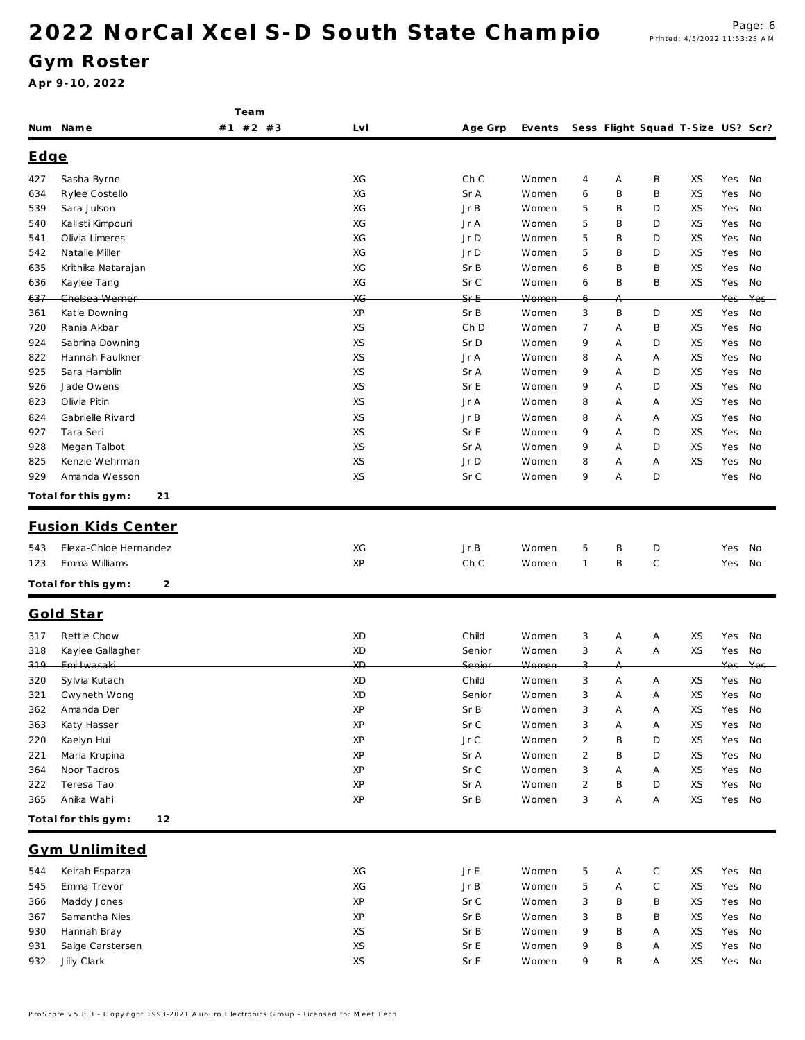# 2022 NorCal Xcel S-D South State Champio

## Gym Roster

**Apr 9-10, 2022**

### Edge

| Num | Name | Team #1 | Team #2 | Team #3 | Lvl | Age Grp | Events | Sess | Flight | Squad | T-Size | US? | Scr? |
|---|---|---|---|---|---|---|---|---|---|---|---|---|---|
| 427 | Sasha Byrne | | | | XG | Ch C | Women | 4 | A | B | XS | Yes | No |
| 634 | Rylee Costello | | | | XG | Sr A | Women | 6 | B | B | XS | Yes | No |
| 539 | Sara Julson | | | | XG | Jr B | Women | 5 | B | D | XS | Yes | No |
| 540 | Kallisti Kimpouri | | | | XG | Jr A | Women | 5 | B | D | XS | Yes | No |
| 541 | Olivia Limeres | | | | XG | Jr D | Women | 5 | B | D | XS | Yes | No |
| 542 | Natalie Miller | | | | XG | Jr D | Women | 5 | B | D | XS | Yes | No |
| 635 | Krithika Natarajan | | | | XG | Sr B | Women | 6 | B | B | XS | Yes | No |
| 636 | Kaylee Tang | | | | XG | Sr C | Women | 6 | B | B | XS | Yes | No |
| ~~637~~ | ~~Chelsea Werner~~ | | | | ~~XG~~ | ~~Sr E~~ | ~~Women~~ | ~~6~~ | ~~A~~ | | | ~~Yes~~ | ~~Yes~~ |
| 361 | Katie Downing | | | | XP | Sr B | Women | 3 | B | D | XS | Yes | No |
| 720 | Rania Akbar | | | | XS | Ch D | Women | 7 | A | B | XS | Yes | No |
| 924 | Sabrina Downing | | | | XS | Sr D | Women | 9 | A | D | XS | Yes | No |
| 822 | Hannah Faulkner | | | | XS | Jr A | Women | 8 | A | A | XS | Yes | No |
| 925 | Sara Hamblin | | | | XS | Sr A | Women | 9 | A | D | XS | Yes | No |
| 926 | Jade Owens | | | | XS | Sr E | Women | 9 | A | D | XS | Yes | No |
| 823 | Olivia Pitin | | | | XS | Jr A | Women | 8 | A | A | XS | Yes | No |
| 824 | Gabrielle Rivard | | | | XS | Jr B | Women | 8 | A | A | XS | Yes | No |
| 927 | Tara Seri | | | | XS | Sr E | Women | 9 | A | D | XS | Yes | No |
| 928 | Megan Talbot | | | | XS | Sr A | Women | 9 | A | D | XS | Yes | No |
| 825 | Kenzie Wehrman | | | | XS | Jr D | Women | 8 | A | A | XS | Yes | No |
| 929 | Amanda Wesson | | | | XS | Sr C | Women | 9 | A | D | | Yes | No |

**Total for this gym: 21**

### Fusion Kids Center

| Num | Name | Team #1 | Team #2 | Team #3 | Lvl | Age Grp | Events | Sess | Flight | Squad | T-Size | US? | Scr? |
|---|---|---|---|---|---|---|---|---|---|---|---|---|---|
| 543 | Elexa-Chloe Hernandez | | | | XG | Jr B | Women | 5 | B | D | | Yes | No |
| 123 | Emma Williams | | | | XP | Ch C | Women | 1 | B | C | | Yes | No |

**Total for this gym: 2**

### Gold Star

| Num | Name | Team #1 | Team #2 | Team #3 | Lvl | Age Grp | Events | Sess | Flight | Squad | T-Size | US? | Scr? |
|---|---|---|---|---|---|---|---|---|---|---|---|---|---|
| 317 | Rettie Chow | | | | XD | Child | Women | 3 | A | A | XS | Yes | No |
| 318 | Kaylee Gallagher | | | | XD | Senior | Women | 3 | A | A | XS | Yes | No |
| ~~319~~ | ~~Emi Iwasaki~~ | | | | ~~XD~~ | ~~Senior~~ | ~~Women~~ | ~~3~~ | ~~A~~ | | | ~~Yes~~ | ~~Yes~~ |
| 320 | Sylvia Kutach | | | | XD | Child | Women | 3 | A | A | XS | Yes | No |
| 321 | Gwyneth Wong | | | | XD | Senior | Women | 3 | A | A | XS | Yes | No |
| 362 | Amanda Der | | | | XP | Sr B | Women | 3 | A | A | XS | Yes | No |
| 363 | Katy Hasser | | | | XP | Sr C | Women | 3 | A | A | XS | Yes | No |
| 220 | Kaelyn Hui | | | | XP | Jr C | Women | 2 | B | D | XS | Yes | No |
| 221 | Maria Krupina | | | | XP | Sr A | Women | 2 | B | D | XS | Yes | No |
| 364 | Noor Tadros | | | | XP | Sr C | Women | 3 | A | A | XS | Yes | No |
| 222 | Teresa Tao | | | | XP | Sr A | Women | 2 | B | D | XS | Yes | No |
| 365 | Anika Wahi | | | | XP | Sr B | Women | 3 | A | A | XS | Yes | No |

**Total for this gym: 12**

### Gym Unlimited

| Num | Name | Team #1 | Team #2 | Team #3 | Lvl | Age Grp | Events | Sess | Flight | Squad | T-Size | US? | Scr? |
|---|---|---|---|---|---|---|---|---|---|---|---|---|---|
| 544 | Keirah Esparza | | | | XG | Jr E | Women | 5 | A | C | XS | Yes | No |
| 545 | Emma Trevor | | | | XG | Jr B | Women | 5 | A | C | XS | Yes | No |
| 366 | Maddy Jones | | | | XP | Sr C | Women | 3 | B | B | XS | Yes | No |
| 367 | Samantha Nies | | | | XP | Sr B | Women | 3 | B | B | XS | Yes | No |
| 930 | Hannah Bray | | | | XS | Sr B | Women | 9 | B | A | XS | Yes | No |
| 931 | Saige Carstersen | | | | XS | Sr E | Women | 9 | B | A | XS | Yes | No |
| 932 | Jilly Clark | | | | XS | Sr E | Women | 9 | B | A | XS | Yes | No |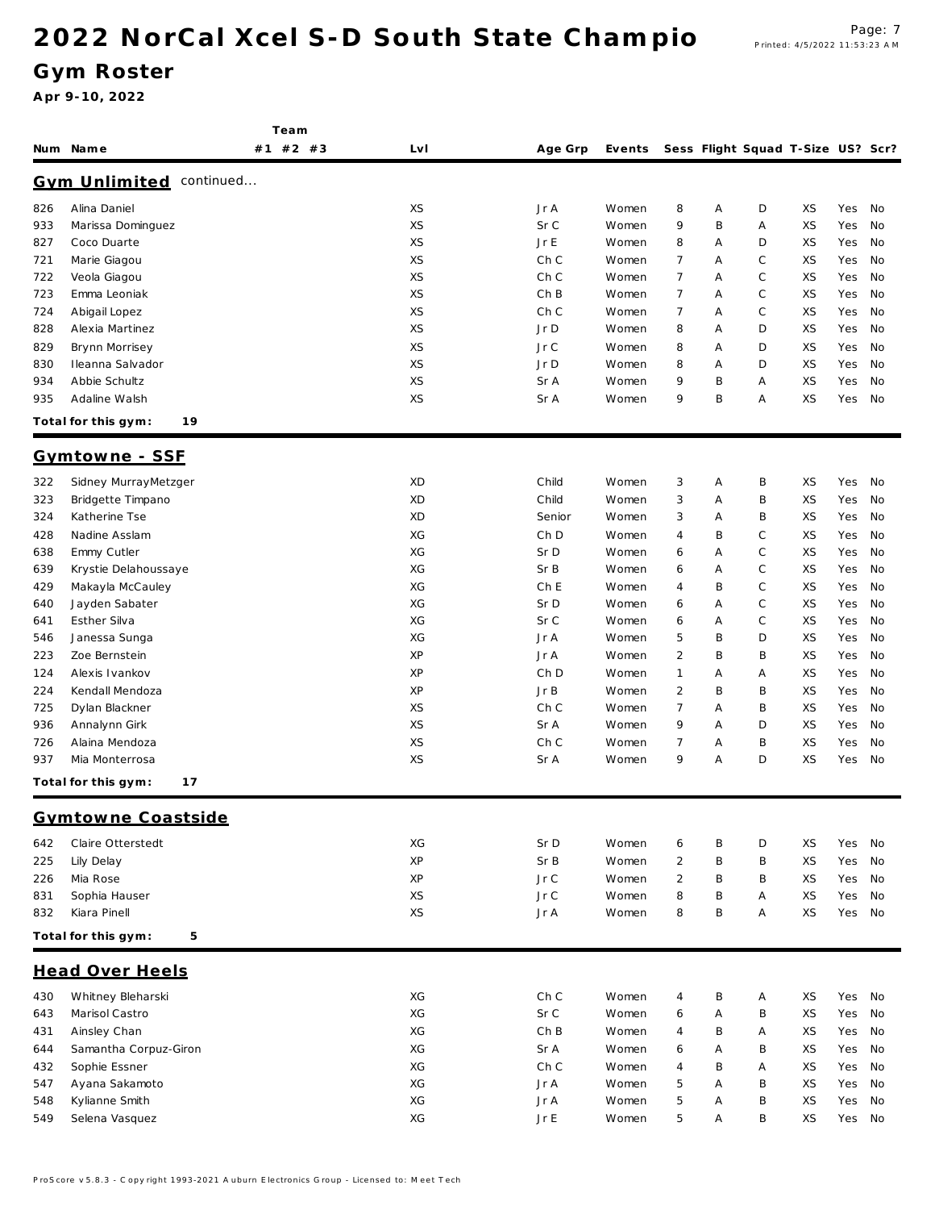# 2022 NorCal Xcel S-D South State Champio

## Gym Roster

**Apr 9-10, 2022**

| Num | Name | Team #1 | Team #2 | Team #3 | Lvl | Age Grp | Events | Sess | Flight | Squad | T-Size | US? | Scr? |
|---|---|---|---|---|---|---|---|---|---|---|---|---|---|

### Gym Unlimited continued...

| Num | Name | Team #1 | Team #2 | Team #3 | Lvl | Age Grp | Events | Sess | Flight | Squad | T-Size | US? | Scr? |
|---|---|---|---|---|---|---|---|---|---|---|---|---|---|
| 826 | Alina Daniel | | | | XS | Jr A | Women | 8 | A | D | XS | Yes | No |
| 933 | Marissa Dominguez | | | | XS | Sr C | Women | 9 | B | A | XS | Yes | No |
| 827 | Coco Duarte | | | | XS | Jr E | Women | 8 | A | D | XS | Yes | No |
| 721 | Marie Giagou | | | | XS | Ch C | Women | 7 | A | C | XS | Yes | No |
| 722 | Veola Giagou | | | | XS | Ch C | Women | 7 | A | C | XS | Yes | No |
| 723 | Emma Leoniak | | | | XS | Ch B | Women | 7 | A | C | XS | Yes | No |
| 724 | Abigail Lopez | | | | XS | Ch C | Women | 7 | A | C | XS | Yes | No |
| 828 | Alexia Martinez | | | | XS | Jr D | Women | 8 | A | D | XS | Yes | No |
| 829 | Brynn Morrisey | | | | XS | Jr C | Women | 8 | A | D | XS | Yes | No |
| 830 | Ileanna Salvador | | | | XS | Jr D | Women | 8 | A | D | XS | Yes | No |
| 934 | Abbie Schultz | | | | XS | Sr A | Women | 9 | B | A | XS | Yes | No |
| 935 | Adaline Walsh | | | | XS | Sr A | Women | 9 | B | A | XS | Yes | No |

**Total for this gym: 19**

### Gymtowne - SSF

| Num | Name | Team #1 | Team #2 | Team #3 | Lvl | Age Grp | Events | Sess | Flight | Squad | T-Size | US? | Scr? |
|---|---|---|---|---|---|---|---|---|---|---|---|---|---|
| 322 | Sidney MurrayMetzger | | | | XD | Child | Women | 3 | A | B | XS | Yes | No |
| 323 | Bridgette Timpano | | | | XD | Child | Women | 3 | A | B | XS | Yes | No |
| 324 | Katherine Tse | | | | XD | Senior | Women | 3 | A | B | XS | Yes | No |
| 428 | Nadine Asslam | | | | XG | Ch D | Women | 4 | B | C | XS | Yes | No |
| 638 | Emmy Cutler | | | | XG | Sr D | Women | 6 | A | C | XS | Yes | No |
| 639 | Krystie Delahoussaye | | | | XG | Sr B | Women | 6 | A | C | XS | Yes | No |
| 429 | Makayla McCauley | | | | XG | Ch E | Women | 4 | B | C | XS | Yes | No |
| 640 | Jayden Sabater | | | | XG | Sr D | Women | 6 | A | C | XS | Yes | No |
| 641 | Esther Silva | | | | XG | Sr C | Women | 6 | A | C | XS | Yes | No |
| 546 | Janessa Sunga | | | | XG | Jr A | Women | 5 | B | D | XS | Yes | No |
| 223 | Zoe Bernstein | | | | XP | Jr A | Women | 2 | B | B | XS | Yes | No |
| 124 | Alexis Ivankov | | | | XP | Ch D | Women | 1 | A | A | XS | Yes | No |
| 224 | Kendall Mendoza | | | | XP | Jr B | Women | 2 | B | B | XS | Yes | No |
| 725 | Dylan Blackner | | | | XS | Ch C | Women | 7 | A | B | XS | Yes | No |
| 936 | Annalynn Girk | | | | XS | Sr A | Women | 9 | A | D | XS | Yes | No |
| 726 | Alaina Mendoza | | | | XS | Ch C | Women | 7 | A | B | XS | Yes | No |
| 937 | Mia Monterrosa | | | | XS | Sr A | Women | 9 | A | D | XS | Yes | No |

**Total for this gym: 17**

### Gymtowne Coastside

| Num | Name | Team #1 | Team #2 | Team #3 | Lvl | Age Grp | Events | Sess | Flight | Squad | T-Size | US? | Scr? |
|---|---|---|---|---|---|---|---|---|---|---|---|---|---|
| 642 | Claire Otterstedt | | | | XG | Sr D | Women | 6 | B | D | XS | Yes | No |
| 225 | Lily Delay | | | | XP | Sr B | Women | 2 | B | B | XS | Yes | No |
| 226 | Mia Rose | | | | XP | Jr C | Women | 2 | B | B | XS | Yes | No |
| 831 | Sophia Hauser | | | | XS | Jr C | Women | 8 | B | A | XS | Yes | No |
| 832 | Kiara Pinell | | | | XS | Jr A | Women | 8 | B | A | XS | Yes | No |

**Total for this gym: 5**

### Head Over Heels

| Num | Name | Team #1 | Team #2 | Team #3 | Lvl | Age Grp | Events | Sess | Flight | Squad | T-Size | US? | Scr? |
|---|---|---|---|---|---|---|---|---|---|---|---|---|---|
| 430 | Whitney Bleharski | | | | XG | Ch C | Women | 4 | B | A | XS | Yes | No |
| 643 | Marisol Castro | | | | XG | Sr C | Women | 6 | A | B | XS | Yes | No |
| 431 | Ainsley Chan | | | | XG | Ch B | Women | 4 | B | A | XS | Yes | No |
| 644 | Samantha Corpuz-Giron | | | | XG | Sr A | Women | 6 | A | B | XS | Yes | No |
| 432 | Sophie Essner | | | | XG | Ch C | Women | 4 | B | A | XS | Yes | No |
| 547 | Ayana Sakamoto | | | | XG | Jr A | Women | 5 | A | B | XS | Yes | No |
| 548 | Kylianne Smith | | | | XG | Jr A | Women | 5 | A | B | XS | Yes | No |
| 549 | Selena Vasquez | | | | XG | Jr E | Women | 5 | A | B | XS | Yes | No |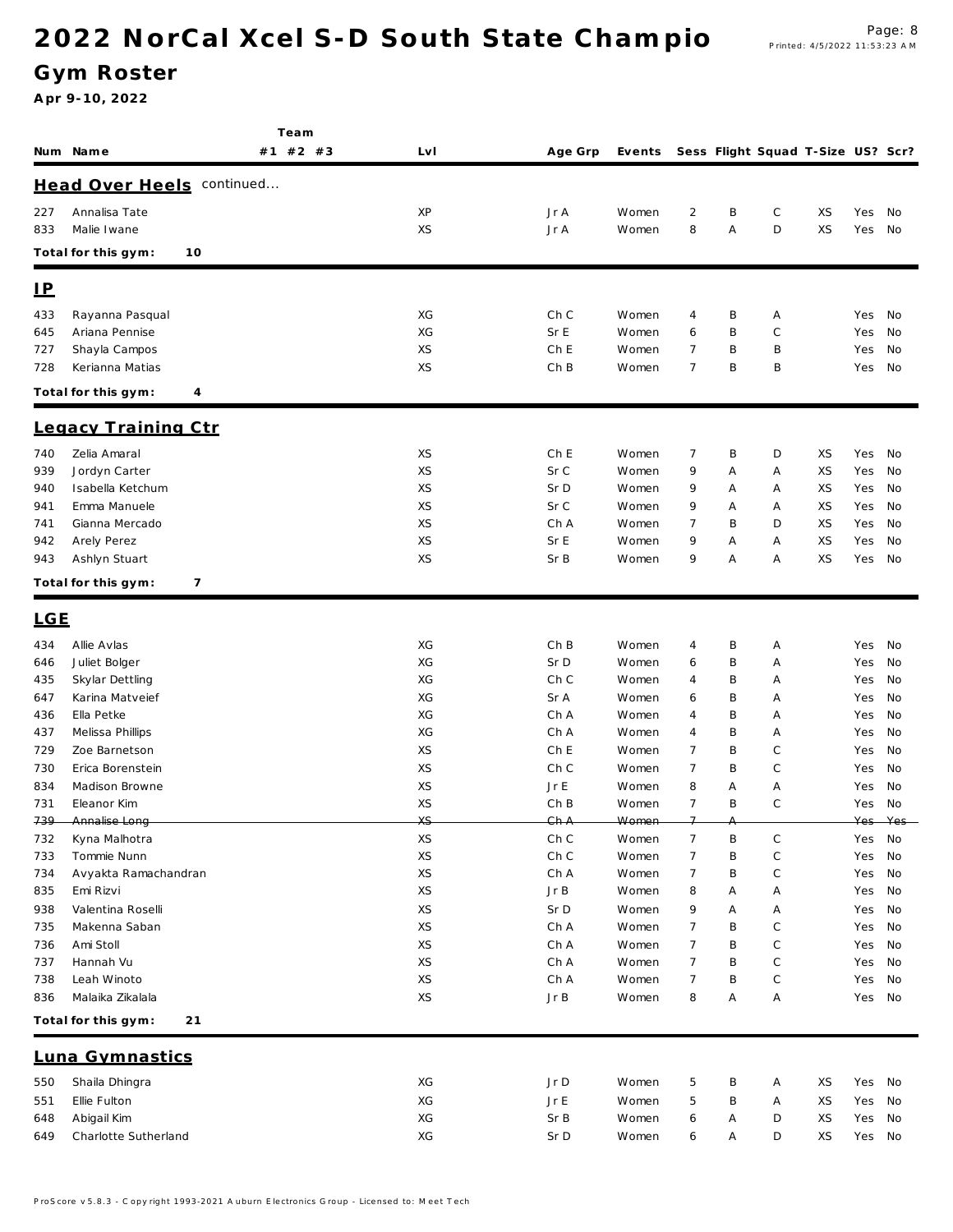# 2022 NorCal Xcel S-D South State Champio

## Gym Roster

**Apr 9-10, 2022**

| Num | Name | Team #1 | #2 | #3 | Lvl | Age Grp | Events | Sess | Flight | Squad | T-Size | US? | Scr? |
|---|---|---|---|---|---|---|---|---|---|---|---|---|---|
| **Head Over Heels** continued... | | | | | | | | | | | | | |
| 227 | Annalisa Tate | | | | XP | Jr A | Women | 2 | B | C | XS | Yes | No |
| 833 | Malie Iwane | | | | XS | Jr A | Women | 8 | A | D | XS | Yes | No |
| **Total for this gym:** | **10** | | | | | | | | | | | | |
| **IP** | | | | | | | | | | | | | |
| 433 | Rayanna Pasqual | | | | XG | Ch C | Women | 4 | B | A | | Yes | No |
| 645 | Ariana Pennise | | | | XG | Sr E | Women | 6 | B | C | | Yes | No |
| 727 | Shayla Campos | | | | XS | Ch E | Women | 7 | B | B | | Yes | No |
| 728 | Kerianna Matias | | | | XS | Ch B | Women | 7 | B | B | | Yes | No |
| **Total for this gym:** | **4** | | | | | | | | | | | | |
| **Legacy Training Ctr** | | | | | | | | | | | | | |
| 740 | Zelia Amaral | | | | XS | Ch E | Women | 7 | B | D | XS | Yes | No |
| 939 | Jordyn Carter | | | | XS | Sr C | Women | 9 | A | A | XS | Yes | No |
| 940 | Isabella Ketchum | | | | XS | Sr D | Women | 9 | A | A | XS | Yes | No |
| 941 | Emma Manuele | | | | XS | Sr C | Women | 9 | A | A | XS | Yes | No |
| 741 | Gianna Mercado | | | | XS | Ch A | Women | 7 | B | D | XS | Yes | No |
| 942 | Arely Perez | | | | XS | Sr E | Women | 9 | A | A | XS | Yes | No |
| 943 | Ashlyn Stuart | | | | XS | Sr B | Women | 9 | A | A | XS | Yes | No |
| **Total for this gym:** | **7** | | | | | | | | | | | | |
| **LGE** | | | | | | | | | | | | | |
| 434 | Allie Avlas | | | | XG | Ch B | Women | 4 | B | A | | Yes | No |
| 646 | Juliet Bolger | | | | XG | Sr D | Women | 6 | B | A | | Yes | No |
| 435 | Skylar Dettling | | | | XG | Ch C | Women | 4 | B | A | | Yes | No |
| 647 | Karina Matveief | | | | XG | Sr A | Women | 6 | B | A | | Yes | No |
| 436 | Ella Petke | | | | XG | Ch A | Women | 4 | B | A | | Yes | No |
| 437 | Melissa Phillips | | | | XG | Ch A | Women | 4 | B | A | | Yes | No |
| 729 | Zoe Barnetson | | | | XS | Ch E | Women | 7 | B | C | | Yes | No |
| 730 | Erica Borenstein | | | | XS | Ch C | Women | 7 | B | C | | Yes | No |
| 834 | Madison Browne | | | | XS | Jr E | Women | 8 | A | A | | Yes | No |
| 731 | Eleanor Kim | | | | XS | Ch B | Women | 7 | B | C | | Yes | No |
| ~~739~~ | ~~Annalise Long~~ | | | | ~~XS~~ | ~~Ch A~~ | ~~Women~~ | ~~7~~ | ~~A~~ | | | ~~Yes~~ | ~~Yes~~ |
| 732 | Kyna Malhotra | | | | XS | Ch C | Women | 7 | B | C | | Yes | No |
| 733 | Tommie Nunn | | | | XS | Ch C | Women | 7 | B | C | | Yes | No |
| 734 | Avyakta Ramachandran | | | | XS | Ch A | Women | 7 | B | C | | Yes | No |
| 835 | Emi Rizvi | | | | XS | Jr B | Women | 8 | A | A | | Yes | No |
| 938 | Valentina Roselli | | | | XS | Sr D | Women | 9 | A | A | | Yes | No |
| 735 | Makenna Saban | | | | XS | Ch A | Women | 7 | B | C | | Yes | No |
| 736 | Ami Stoll | | | | XS | Ch A | Women | 7 | B | C | | Yes | No |
| 737 | Hannah Vu | | | | XS | Ch A | Women | 7 | B | C | | Yes | No |
| 738 | Leah Winoto | | | | XS | Ch A | Women | 7 | B | C | | Yes | No |
| 836 | Malaika Zikalala | | | | XS | Jr B | Women | 8 | A | A | | Yes | No |
| **Total for this gym:** | **21** | | | | | | | | | | | | |
| **Luna Gymnastics** | | | | | | | | | | | | | |
| 550 | Shaila Dhingra | | | | XG | Jr D | Women | 5 | B | A | XS | Yes | No |
| 551 | Ellie Fulton | | | | XG | Jr E | Women | 5 | B | A | XS | Yes | No |
| 648 | Abigail Kim | | | | XG | Sr B | Women | 6 | A | D | XS | Yes | No |
| 649 | Charlotte Sutherland | | | | XG | Sr D | Women | 6 | A | D | XS | Yes | No |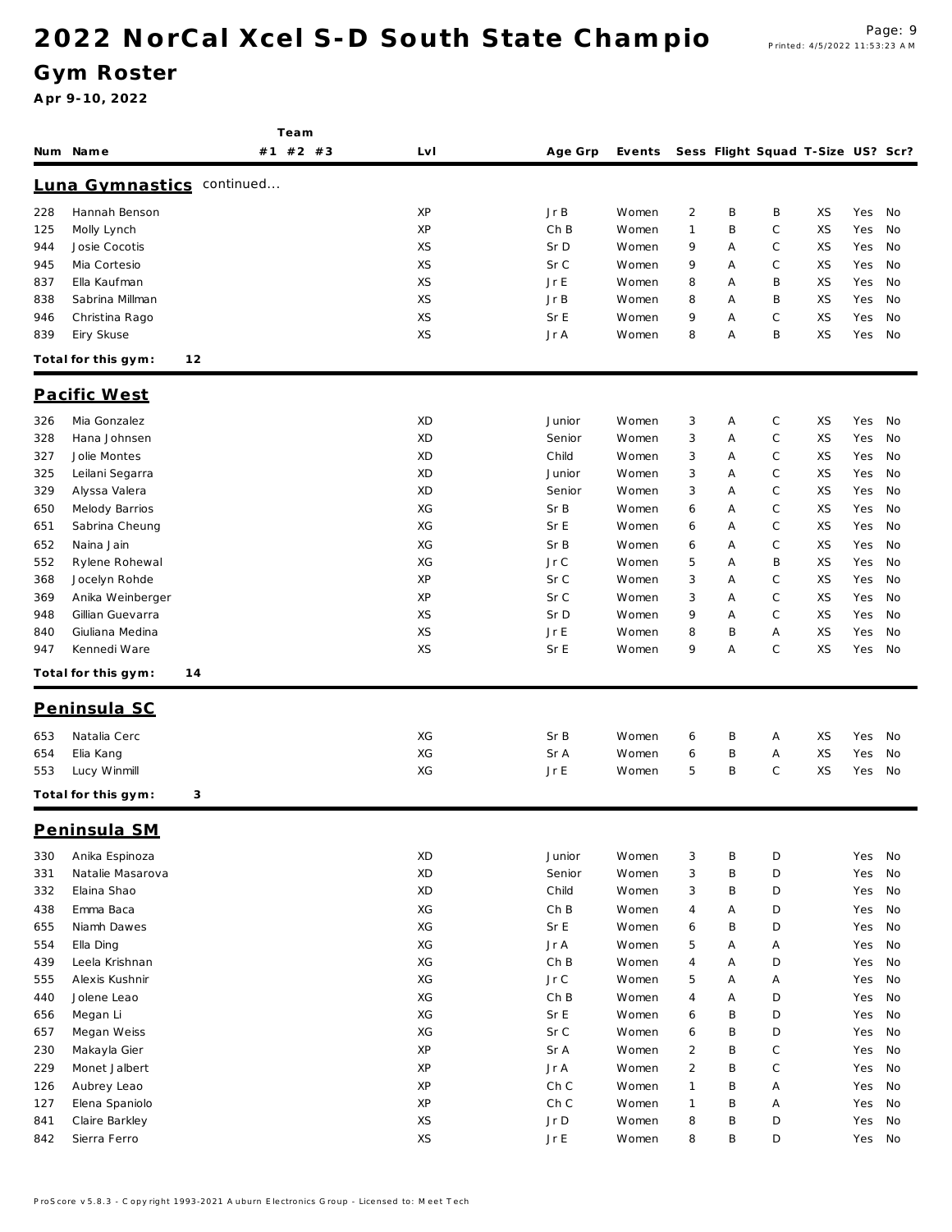# 2022 NorCal Xcel S-D South State Champio

## Gym Roster

**Apr 9-10, 2022**

| Num | Name | Team #1 | Team #2 | Team #3 | Lvl | Age Grp | Events | Sess | Flight | Squad | T-Size | US? | Scr? |
|---|---|---|---|---|---|---|---|---|---|---|---|---|---|
| **Luna Gymnastics** continued... | | | | | | | | | | | | | |
| 228 | Hannah Benson | | | | XP | Jr B | Women | 2 | B | B | XS | Yes | No |
| 125 | Molly Lynch | | | | XP | Ch B | Women | 1 | B | C | XS | Yes | No |
| 944 | Josie Cocotis | | | | XS | Sr D | Women | 9 | A | C | XS | Yes | No |
| 945 | Mia Cortesio | | | | XS | Sr C | Women | 9 | A | C | XS | Yes | No |
| 837 | Ella Kaufman | | | | XS | Jr E | Women | 8 | A | B | XS | Yes | No |
| 838 | Sabrina Millman | | | | XS | Jr B | Women | 8 | A | B | XS | Yes | No |
| 946 | Christina Rago | | | | XS | Sr E | Women | 9 | A | C | XS | Yes | No |
| 839 | Eiry Skuse | | | | XS | Jr A | Women | 8 | A | B | XS | Yes | No |
| **Total for this gym:** | **12** | | | | | | | | | | | | |
| **Pacific West** | | | | | | | | | | | | | |
| 326 | Mia Gonzalez | | | | XD | Junior | Women | 3 | A | C | XS | Yes | No |
| 328 | Hana Johnsen | | | | XD | Senior | Women | 3 | A | C | XS | Yes | No |
| 327 | Jolie Montes | | | | XD | Child | Women | 3 | A | C | XS | Yes | No |
| 325 | Leilani Segarra | | | | XD | Junior | Women | 3 | A | C | XS | Yes | No |
| 329 | Alyssa Valera | | | | XD | Senior | Women | 3 | A | C | XS | Yes | No |
| 650 | Melody Barrios | | | | XG | Sr B | Women | 6 | A | C | XS | Yes | No |
| 651 | Sabrina Cheung | | | | XG | Sr E | Women | 6 | A | C | XS | Yes | No |
| 652 | Naina Jain | | | | XG | Sr B | Women | 6 | A | C | XS | Yes | No |
| 552 | Rylene Rohewal | | | | XG | Jr C | Women | 5 | A | B | XS | Yes | No |
| 368 | Jocelyn Rohde | | | | XP | Sr C | Women | 3 | A | C | XS | Yes | No |
| 369 | Anika Weinberger | | | | XP | Sr C | Women | 3 | A | C | XS | Yes | No |
| 948 | Gillian Guevarra | | | | XS | Sr D | Women | 9 | A | C | XS | Yes | No |
| 840 | Giuliana Medina | | | | XS | Jr E | Women | 8 | B | A | XS | Yes | No |
| 947 | Kennedi Ware | | | | XS | Sr E | Women | 9 | A | C | XS | Yes | No |
| **Total for this gym:** | **14** | | | | | | | | | | | | |
| **Peninsula SC** | | | | | | | | | | | | | |
| 653 | Natalia Cerc | | | | XG | Sr B | Women | 6 | B | A | XS | Yes | No |
| 654 | Elia Kang | | | | XG | Sr A | Women | 6 | B | A | XS | Yes | No |
| 553 | Lucy Winmill | | | | XG | Jr E | Women | 5 | B | C | XS | Yes | No |
| **Total for this gym:** | **3** | | | | | | | | | | | | |
| **Peninsula SM** | | | | | | | | | | | | | |
| 330 | Anika Espinoza | | | | XD | Junior | Women | 3 | B | D | | Yes | No |
| 331 | Natalie Masarova | | | | XD | Senior | Women | 3 | B | D | | Yes | No |
| 332 | Elaina Shao | | | | XD | Child | Women | 3 | B | D | | Yes | No |
| 438 | Emma Baca | | | | XG | Ch B | Women | 4 | A | D | | Yes | No |
| 655 | Niamh Dawes | | | | XG | Sr E | Women | 6 | B | D | | Yes | No |
| 554 | Ella Ding | | | | XG | Jr A | Women | 5 | A | A | | Yes | No |
| 439 | Leela Krishnan | | | | XG | Ch B | Women | 4 | A | D | | Yes | No |
| 555 | Alexis Kushnir | | | | XG | Jr C | Women | 5 | A | A | | Yes | No |
| 440 | Jolene Leao | | | | XG | Ch B | Women | 4 | A | D | | Yes | No |
| 656 | Megan Li | | | | XG | Sr E | Women | 6 | B | D | | Yes | No |
| 657 | Megan Weiss | | | | XG | Sr C | Women | 6 | B | D | | Yes | No |
| 230 | Makayla Gier | | | | XP | Sr A | Women | 2 | B | C | | Yes | No |
| 229 | Monet Jalbert | | | | XP | Jr A | Women | 2 | B | C | | Yes | No |
| 126 | Aubrey Leao | | | | XP | Ch C | Women | 1 | B | A | | Yes | No |
| 127 | Elena Spaniolo | | | | XP | Ch C | Women | 1 | B | A | | Yes | No |
| 841 | Claire Barkley | | | | XS | Jr D | Women | 8 | B | D | | Yes | No |
| 842 | Sierra Ferro | | | | XS | Jr E | Women | 8 | B | D | | Yes | No |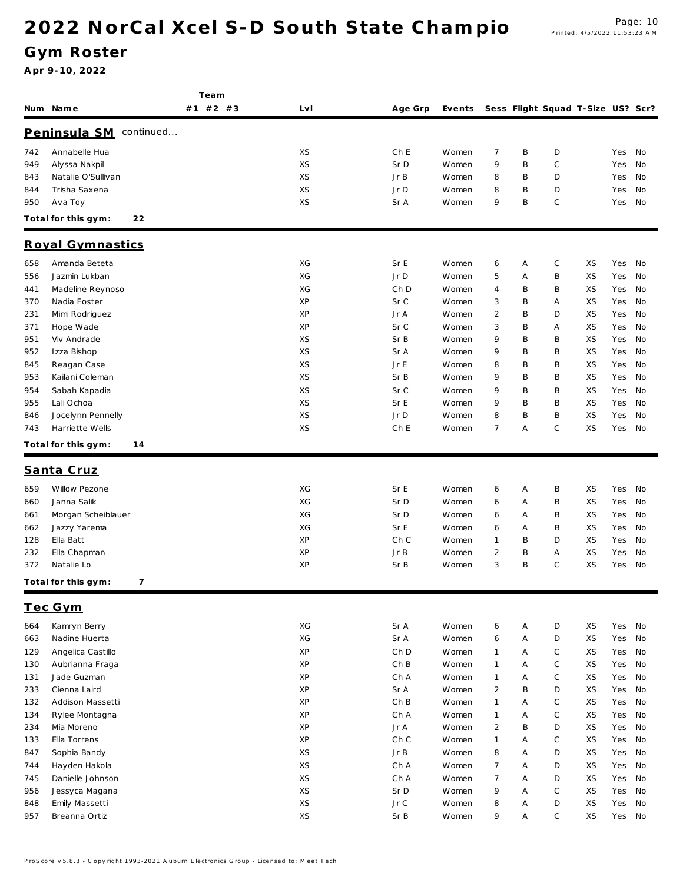# 2022 NorCal Xcel S-D South State Champio

## Gym Roster

**Apr 9-10, 2022**

| Num | Name | Team #1 | #2 | #3 | Lvl | Age Grp | Events | Sess | Flight | Squad | T-Size | US? | Scr? |
|---|---|---|---|---|---|---|---|---|---|---|---|---|---|

### Peninsula SM continued...

| Num | Name | Team #1 | #2 | #3 | Lvl | Age Grp | Events | Sess | Flight | Squad | T-Size | US? | Scr? |
|---|---|---|---|---|---|---|---|---|---|---|---|---|---|
| 742 | Annabelle Hua | | | | XS | Ch E | Women | 7 | B | D | | Yes | No |
| 949 | Alyssa Nakpil | | | | XS | Sr D | Women | 9 | B | C | | Yes | No |
| 843 | Natalie O'Sullivan | | | | XS | Jr B | Women | 8 | B | D | | Yes | No |
| 844 | Trisha Saxena | | | | XS | Jr D | Women | 8 | B | D | | Yes | No |
| 950 | Ava Toy | | | | XS | Sr A | Women | 9 | B | C | | Yes | No |

**Total for this gym: 22**

### Royal Gymnastics

| Num | Name | Team #1 | #2 | #3 | Lvl | Age Grp | Events | Sess | Flight | Squad | T-Size | US? | Scr? |
|---|---|---|---|---|---|---|---|---|---|---|---|---|---|
| 658 | Amanda Beteta | | | | XG | Sr E | Women | 6 | A | C | XS | Yes | No |
| 556 | Jazmin Lukban | | | | XG | Jr D | Women | 5 | A | B | XS | Yes | No |
| 441 | Madeline Reynoso | | | | XG | Ch D | Women | 4 | B | B | XS | Yes | No |
| 370 | Nadia Foster | | | | XP | Sr C | Women | 3 | B | A | XS | Yes | No |
| 231 | Mimi Rodriguez | | | | XP | Jr A | Women | 2 | B | D | XS | Yes | No |
| 371 | Hope Wade | | | | XP | Sr C | Women | 3 | B | A | XS | Yes | No |
| 951 | Viv Andrade | | | | XS | Sr B | Women | 9 | B | B | XS | Yes | No |
| 952 | Izza Bishop | | | | XS | Sr A | Women | 9 | B | B | XS | Yes | No |
| 845 | Reagan Case | | | | XS | Jr E | Women | 8 | B | B | XS | Yes | No |
| 953 | Kailani Coleman | | | | XS | Sr B | Women | 9 | B | B | XS | Yes | No |
| 954 | Sabah Kapadia | | | | XS | Sr C | Women | 9 | B | B | XS | Yes | No |
| 955 | Lali Ochoa | | | | XS | Sr E | Women | 9 | B | B | XS | Yes | No |
| 846 | Jocelynn Pennelly | | | | XS | Jr D | Women | 8 | B | B | XS | Yes | No |
| 743 | Harriette Wells | | | | XS | Ch E | Women | 7 | A | C | XS | Yes | No |

**Total for this gym: 14**

### Santa Cruz

| Num | Name | Team #1 | #2 | #3 | Lvl | Age Grp | Events | Sess | Flight | Squad | T-Size | US? | Scr? |
|---|---|---|---|---|---|---|---|---|---|---|---|---|---|
| 659 | Willow Pezone | | | | XG | Sr E | Women | 6 | A | B | XS | Yes | No |
| 660 | Janna Salik | | | | XG | Sr D | Women | 6 | A | B | XS | Yes | No |
| 661 | Morgan Scheiblauer | | | | XG | Sr D | Women | 6 | A | B | XS | Yes | No |
| 662 | Jazzy Yarema | | | | XG | Sr E | Women | 6 | A | B | XS | Yes | No |
| 128 | Ella Batt | | | | XP | Ch C | Women | 1 | B | D | XS | Yes | No |
| 232 | Ella Chapman | | | | XP | Jr B | Women | 2 | B | A | XS | Yes | No |
| 372 | Natalie Lo | | | | XP | Sr B | Women | 3 | B | C | XS | Yes | No |

**Total for this gym: 7**

### Tec Gym

| Num | Name | Team #1 | #2 | #3 | Lvl | Age Grp | Events | Sess | Flight | Squad | T-Size | US? | Scr? |
|---|---|---|---|---|---|---|---|---|---|---|---|---|---|
| 664 | Kamryn Berry | | | | XG | Sr A | Women | 6 | A | D | XS | Yes | No |
| 663 | Nadine Huerta | | | | XG | Sr A | Women | 6 | A | D | XS | Yes | No |
| 129 | Angelica Castillo | | | | XP | Ch D | Women | 1 | A | C | XS | Yes | No |
| 130 | Aubrianna Fraga | | | | XP | Ch B | Women | 1 | A | C | XS | Yes | No |
| 131 | Jade Guzman | | | | XP | Ch A | Women | 1 | A | C | XS | Yes | No |
| 233 | Cienna Laird | | | | XP | Sr A | Women | 2 | B | D | XS | Yes | No |
| 132 | Addison Massetti | | | | XP | Ch B | Women | 1 | A | C | XS | Yes | No |
| 134 | Rylee Montagna | | | | XP | Ch A | Women | 1 | A | C | XS | Yes | No |
| 234 | Mia Moreno | | | | XP | Jr A | Women | 2 | B | D | XS | Yes | No |
| 133 | Ella Torrens | | | | XP | Ch C | Women | 1 | A | C | XS | Yes | No |
| 847 | Sophia Bandy | | | | XS | Jr B | Women | 8 | A | D | XS | Yes | No |
| 744 | Hayden Hakola | | | | XS | Ch A | Women | 7 | A | D | XS | Yes | No |
| 745 | Danielle Johnson | | | | XS | Ch A | Women | 7 | A | D | XS | Yes | No |
| 956 | Jessyca Magana | | | | XS | Sr D | Women | 9 | A | C | XS | Yes | No |
| 848 | Emily Massetti | | | | XS | Jr C | Women | 8 | A | D | XS | Yes | No |
| 957 | Breanna Ortiz | | | | XS | Sr B | Women | 9 | A | C | XS | Yes | No |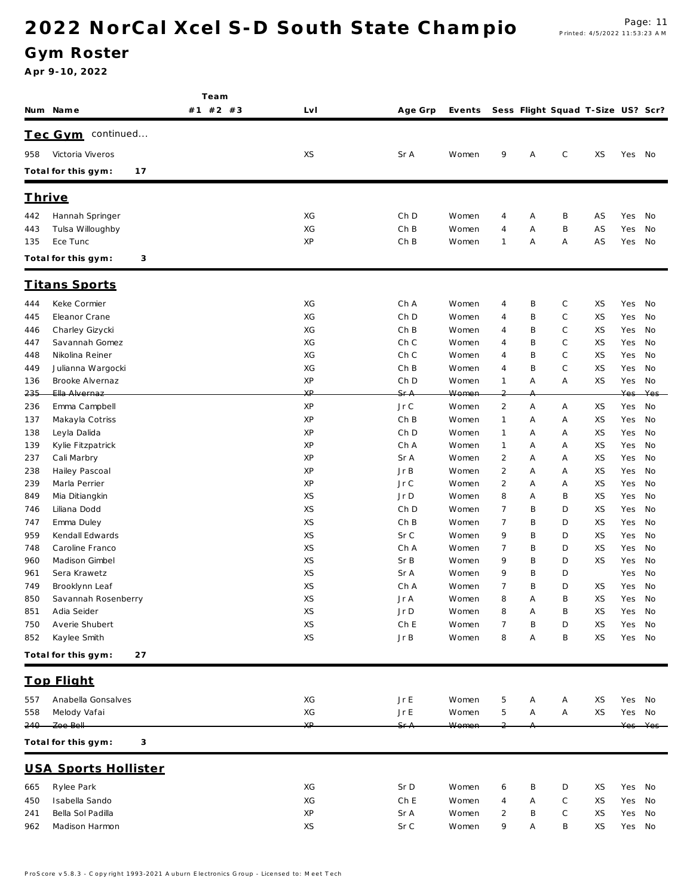# 2022 NorCal Xcel S-D South State Champio

## Gym Roster

**Apr 9-10, 2022**

| Num | Name | Team #1 | Team #2 | Team #3 | Lvl | Age Grp | Events | Sess | Flight | Squad | T-Size | US? | Scr? |
|---|---|---|---|---|---|---|---|---|---|---|---|---|---|
| | **Tec Gym** continued... | | | | | | | | | | | | |
| 958 | Victoria Viveros | | | | XS | Sr A | Women | 9 | A | C | XS | Yes | No |
| | **Total for this gym: 17** | | | | | | | | | | | | |
| | **Thrive** | | | | | | | | | | | | |
| 442 | Hannah Springer | | | | XG | Ch D | Women | 4 | A | B | AS | Yes | No |
| 443 | Tulsa Willoughby | | | | XG | Ch B | Women | 4 | A | B | AS | Yes | No |
| 135 | Ece Tunc | | | | XP | Ch B | Women | 1 | A | A | AS | Yes | No |
| | **Total for this gym: 3** | | | | | | | | | | | | |
| | **Titans Sports** | | | | | | | | | | | | |
| 444 | Keke Cormier | | | | XG | Ch A | Women | 4 | B | C | XS | Yes | No |
| 445 | Eleanor Crane | | | | XG | Ch D | Women | 4 | B | C | XS | Yes | No |
| 446 | Charley Gizycki | | | | XG | Ch B | Women | 4 | B | C | XS | Yes | No |
| 447 | Savannah Gomez | | | | XG | Ch C | Women | 4 | B | C | XS | Yes | No |
| 448 | Nikolina Reiner | | | | XG | Ch C | Women | 4 | B | C | XS | Yes | No |
| 449 | Julianna Wargocki | | | | XG | Ch B | Women | 4 | B | C | XS | Yes | No |
| 136 | Brooke Alvernaz | | | | XP | Ch D | Women | 1 | A | A | XS | Yes | No |
| ~~235~~ | ~~Ella Alvernaz~~ | | | | ~~XP~~ | ~~Sr A~~ | ~~Women~~ | ~~2~~ | ~~A~~ | | | ~~Yes~~ | ~~Yes~~ |
| 236 | Emma Campbell | | | | XP | Jr C | Women | 2 | A | A | XS | Yes | No |
| 137 | Makayla Cotriss | | | | XP | Ch B | Women | 1 | A | A | XS | Yes | No |
| 138 | Leyla Dalida | | | | XP | Ch D | Women | 1 | A | A | XS | Yes | No |
| 139 | Kylie Fitzpatrick | | | | XP | Ch A | Women | 1 | A | A | XS | Yes | No |
| 237 | Cali Marbry | | | | XP | Sr A | Women | 2 | A | A | XS | Yes | No |
| 238 | Hailey Pascoal | | | | XP | Jr B | Women | 2 | A | A | XS | Yes | No |
| 239 | Marla Perrier | | | | XP | Jr C | Women | 2 | A | A | XS | Yes | No |
| 849 | Mia Ditiangkin | | | | XS | Jr D | Women | 8 | A | B | XS | Yes | No |
| 746 | Liliana Dodd | | | | XS | Ch D | Women | 7 | B | D | XS | Yes | No |
| 747 | Emma Duley | | | | XS | Ch B | Women | 7 | B | D | XS | Yes | No |
| 959 | Kendall Edwards | | | | XS | Sr C | Women | 9 | B | D | XS | Yes | No |
| 748 | Caroline Franco | | | | XS | Ch A | Women | 7 | B | D | XS | Yes | No |
| 960 | Madison Gimbel | | | | XS | Sr B | Women | 9 | B | D | XS | Yes | No |
| 961 | Sera Krawetz | | | | XS | Sr A | Women | 9 | B | D | | Yes | No |
| 749 | Brooklynn Leaf | | | | XS | Ch A | Women | 7 | B | D | XS | Yes | No |
| 850 | Savannah Rosenberry | | | | XS | Jr A | Women | 8 | A | B | XS | Yes | No |
| 851 | Adia Seider | | | | XS | Jr D | Women | 8 | A | B | XS | Yes | No |
| 750 | Averie Shubert | | | | XS | Ch E | Women | 7 | B | D | XS | Yes | No |
| 852 | Kaylee Smith | | | | XS | Jr B | Women | 8 | A | B | XS | Yes | No |
| | **Total for this gym: 27** | | | | | | | | | | | | |
| | **Top Flight** | | | | | | | | | | | | |
| 557 | Anabella Gonsalves | | | | XG | Jr E | Women | 5 | A | A | XS | Yes | No |
| 558 | Melody Vafai | | | | XG | Jr E | Women | 5 | A | A | XS | Yes | No |
| ~~240~~ | ~~Zoe Bell~~ | | | | ~~XP~~ | ~~Sr A~~ | ~~Women~~ | ~~2~~ | ~~A~~ | | | ~~Yes~~ | ~~Yes~~ |
| | **Total for this gym: 3** | | | | | | | | | | | | |
| | **USA Sports Hollister** | | | | | | | | | | | | |
| 665 | Rylee Park | | | | XG | Sr D | Women | 6 | B | D | XS | Yes | No |
| 450 | Isabella Sando | | | | XG | Ch E | Women | 4 | A | C | XS | Yes | No |
| 241 | Bella Sol Padilla | | | | XP | Sr A | Women | 2 | B | C | XS | Yes | No |
| 962 | Madison Harmon | | | | XS | Sr C | Women | 9 | A | B | XS | Yes | No |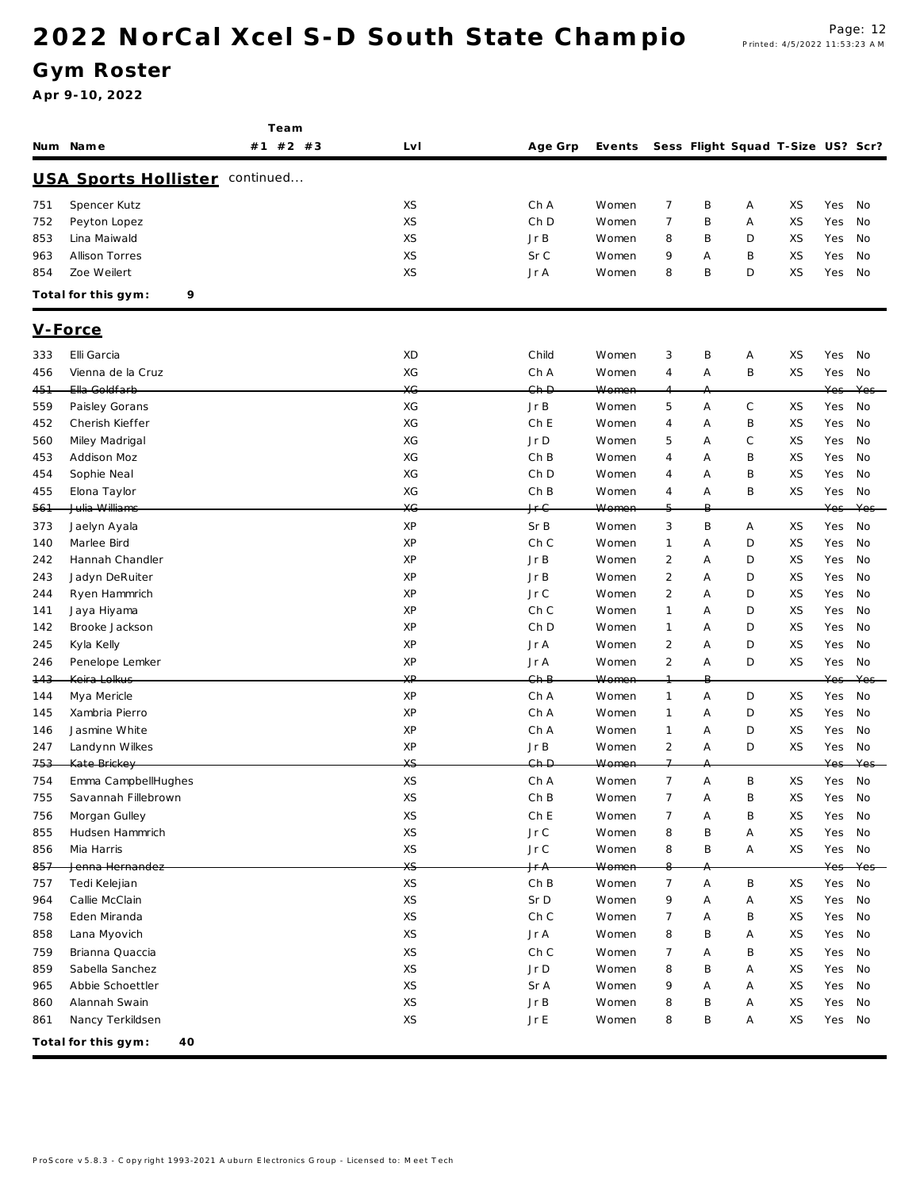# 2022 NorCal Xcel S-D South State Champio

## Gym Roster

**Apr 9-10, 2022**

| Num | Name | Team #1 #2 #3 | Lvl | Age Grp | Events | Sess | Flight | Squad | T-Size | US? | Scr? |
|---|---|---|---|---|---|---|---|---|---|---|---|
| **USA Sports Hollister** continued... | | | | | | | | | | | |
| 751 | Spencer Kutz | | XS | Ch A | Women | 7 | B | A | XS | Yes | No |
| 752 | Peyton Lopez | | XS | Ch D | Women | 7 | B | A | XS | Yes | No |
| 853 | Lina Maiwald | | XS | Jr B | Women | 8 | B | D | XS | Yes | No |
| 963 | Allison Torres | | XS | Sr C | Women | 9 | A | B | XS | Yes | No |
| 854 | Zoe Weilert | | XS | Jr A | Women | 8 | B | D | XS | Yes | No |
| **Total for this gym: 9** | | | | | | | | | | | |
| **V-Force** | | | | | | | | | | | |
| 333 | Elli Garcia | | XD | Child | Women | 3 | B | A | XS | Yes | No |
| 456 | Vienna de la Cruz | | XG | Ch A | Women | 4 | A | B | XS | Yes | No |
| ~~451~~ | ~~Ella Goldfarb~~ | | ~~XG~~ | ~~Ch D~~ | ~~Women~~ | ~~4~~ | ~~A~~ | | | ~~Yes~~ | ~~Yes~~ |
| 559 | Paisley Gorans | | XG | Jr B | Women | 5 | A | C | XS | Yes | No |
| 452 | Cherish Kieffer | | XG | Ch E | Women | 4 | A | B | XS | Yes | No |
| 560 | Miley Madrigal | | XG | Jr D | Women | 5 | A | C | XS | Yes | No |
| 453 | Addison Moz | | XG | Ch B | Women | 4 | A | B | XS | Yes | No |
| 454 | Sophie Neal | | XG | Ch D | Women | 4 | A | B | XS | Yes | No |
| 455 | Elona Taylor | | XG | Ch B | Women | 4 | A | B | XS | Yes | No |
| ~~561~~ | ~~Julia Williams~~ | | ~~XG~~ | ~~Jr C~~ | ~~Women~~ | ~~5~~ | ~~B~~ | | | ~~Yes~~ | ~~Yes~~ |
| 373 | Jaelyn Ayala | | XP | Sr B | Women | 3 | B | A | XS | Yes | No |
| 140 | Marlee Bird | | XP | Ch C | Women | 1 | A | D | XS | Yes | No |
| 242 | Hannah Chandler | | XP | Jr B | Women | 2 | A | D | XS | Yes | No |
| 243 | Jadyn DeRuiter | | XP | Jr B | Women | 2 | A | D | XS | Yes | No |
| 244 | Ryen Hammrich | | XP | Jr C | Women | 2 | A | D | XS | Yes | No |
| 141 | Jaya Hiyama | | XP | Ch C | Women | 1 | A | D | XS | Yes | No |
| 142 | Brooke Jackson | | XP | Ch D | Women | 1 | A | D | XS | Yes | No |
| 245 | Kyla Kelly | | XP | Jr A | Women | 2 | A | D | XS | Yes | No |
| 246 | Penelope Lemker | | XP | Jr A | Women | 2 | A | D | XS | Yes | No |
| ~~143~~ | ~~Keira Lolkus~~ | | ~~XP~~ | ~~Ch B~~ | ~~Women~~ | ~~1~~ | ~~B~~ | | | ~~Yes~~ | ~~Yes~~ |
| 144 | Mya Mericle | | XP | Ch A | Women | 1 | A | D | XS | Yes | No |
| 145 | Xambria Pierro | | XP | Ch A | Women | 1 | A | D | XS | Yes | No |
| 146 | Jasmine White | | XP | Ch A | Women | 1 | A | D | XS | Yes | No |
| 247 | Landynn Wilkes | | XP | Jr B | Women | 2 | A | D | XS | Yes | No |
| ~~753~~ | ~~Kate Brickey~~ | | ~~XS~~ | ~~Ch D~~ | ~~Women~~ | ~~7~~ | ~~A~~ | | | ~~Yes~~ | ~~Yes~~ |
| 754 | Emma CampbellHughes | | XS | Ch A | Women | 7 | A | B | XS | Yes | No |
| 755 | Savannah Fillebrown | | XS | Ch B | Women | 7 | A | B | XS | Yes | No |
| 756 | Morgan Gulley | | XS | Ch E | Women | 7 | A | B | XS | Yes | No |
| 855 | Hudsen Hammrich | | XS | Jr C | Women | 8 | B | A | XS | Yes | No |
| 856 | Mia Harris | | XS | Jr C | Women | 8 | B | A | XS | Yes | No |
| ~~857~~ | ~~Jenna Hernandez~~ | | ~~XS~~ | ~~Jr A~~ | ~~Women~~ | ~~8~~ | ~~A~~ | | | ~~Yes~~ | ~~Yes~~ |
| 757 | Tedi Kelejian | | XS | Ch B | Women | 7 | A | B | XS | Yes | No |
| 964 | Callie McClain | | XS | Sr D | Women | 9 | A | A | XS | Yes | No |
| 758 | Eden Miranda | | XS | Ch C | Women | 7 | A | B | XS | Yes | No |
| 858 | Lana Myovich | | XS | Jr A | Women | 8 | B | A | XS | Yes | No |
| 759 | Brianna Quaccia | | XS | Ch C | Women | 7 | A | B | XS | Yes | No |
| 859 | Sabella Sanchez | | XS | Jr D | Women | 8 | B | A | XS | Yes | No |
| 965 | Abbie Schoettler | | XS | Sr A | Women | 9 | A | A | XS | Yes | No |
| 860 | Alannah Swain | | XS | Jr B | Women | 8 | B | A | XS | Yes | No |
| 861 | Nancy Terkildsen | | XS | Jr E | Women | 8 | B | A | XS | Yes | No |
| **Total for this gym: 40** | | | | | | | | | | | |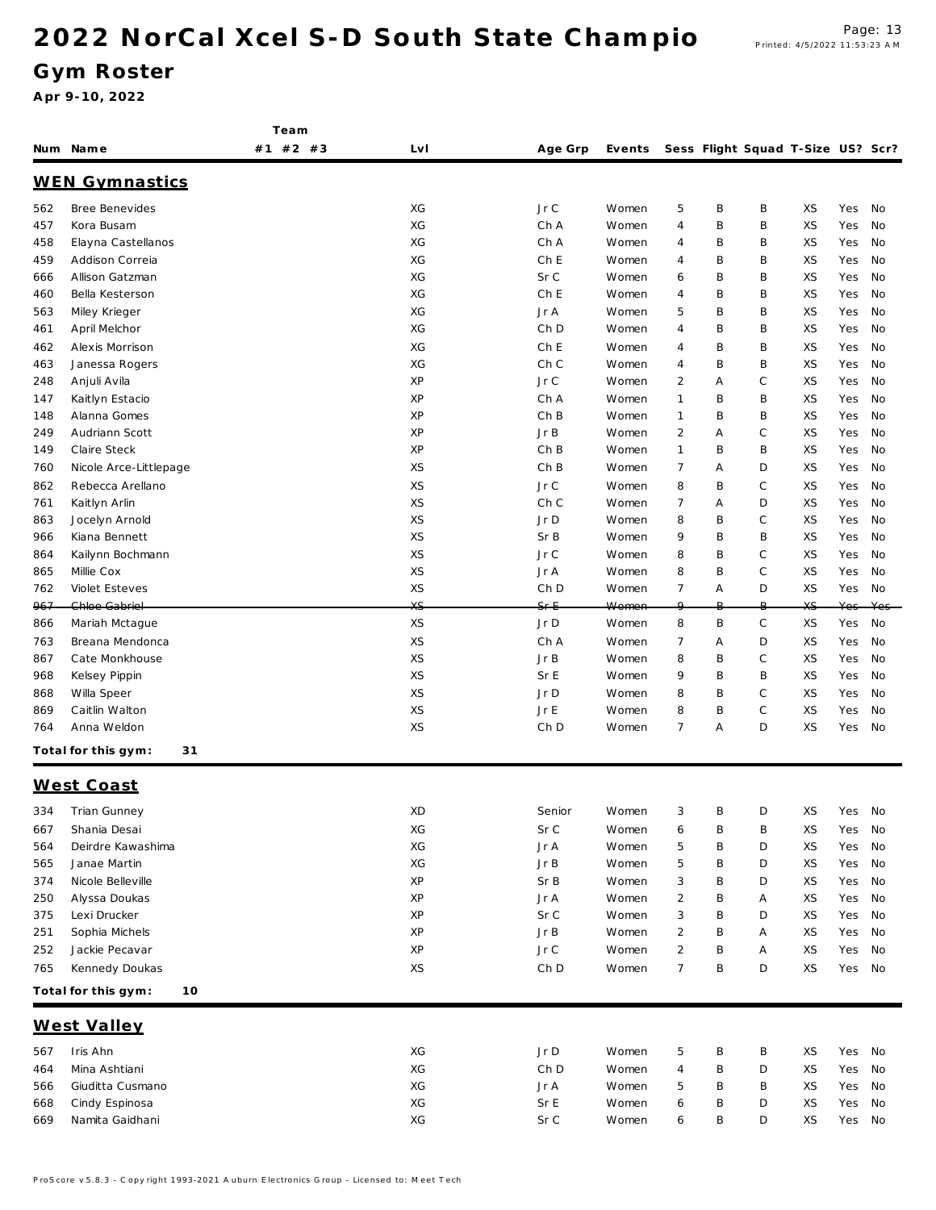# 2022 NorCal Xcel S-D South State Champio

## Gym Roster

**Apr 9-10, 2022**

| Num | Name | Team #1 #2 #3 | Lvl | Age Grp | Events | Sess | Flight | Squad | T-Size | US? | Scr? |
|---|---|---|---|---|---|---|---|---|---|---|---|
| **WEN Gymnastics** | | | | | | | | | | | |
| 562 | Bree Benevides | | XG | Jr C | Women | 5 | B | B | XS | Yes | No |
| 457 | Kora Busam | | XG | Ch A | Women | 4 | B | B | XS | Yes | No |
| 458 | Elayna Castellanos | | XG | Ch A | Women | 4 | B | B | XS | Yes | No |
| 459 | Addison Correia | | XG | Ch E | Women | 4 | B | B | XS | Yes | No |
| 666 | Allison Gatzman | | XG | Sr C | Women | 6 | B | B | XS | Yes | No |
| 460 | Bella Kesterson | | XG | Ch E | Women | 4 | B | B | XS | Yes | No |
| 563 | Miley Krieger | | XG | Jr A | Women | 5 | B | B | XS | Yes | No |
| 461 | April Melchor | | XG | Ch D | Women | 4 | B | B | XS | Yes | No |
| 462 | Alexis Morrison | | XG | Ch E | Women | 4 | B | B | XS | Yes | No |
| 463 | Janessa Rogers | | XG | Ch C | Women | 4 | B | B | XS | Yes | No |
| 248 | Anjuli Avila | | XP | Jr C | Women | 2 | A | C | XS | Yes | No |
| 147 | Kaitlyn Estacio | | XP | Ch A | Women | 1 | B | B | XS | Yes | No |
| 148 | Alanna Gomes | | XP | Ch B | Women | 1 | B | B | XS | Yes | No |
| 249 | Audriann Scott | | XP | Jr B | Women | 2 | A | C | XS | Yes | No |
| 149 | Claire Steck | | XP | Ch B | Women | 1 | B | B | XS | Yes | No |
| 760 | Nicole Arce-Littlepage | | XS | Ch B | Women | 7 | A | D | XS | Yes | No |
| 862 | Rebecca Arellano | | XS | Jr C | Women | 8 | B | C | XS | Yes | No |
| 761 | Kaitlyn Arlin | | XS | Ch C | Women | 7 | A | D | XS | Yes | No |
| 863 | Jocelyn Arnold | | XS | Jr D | Women | 8 | B | C | XS | Yes | No |
| 966 | Kiana Bennett | | XS | Sr B | Women | 9 | B | B | XS | Yes | No |
| 864 | Kailynn Bochmann | | XS | Jr C | Women | 8 | B | C | XS | Yes | No |
| 865 | Millie Cox | | XS | Jr A | Women | 8 | B | C | XS | Yes | No |
| 762 | Violet Esteves | | XS | Ch D | Women | 7 | A | D | XS | Yes | No |
| ~~967~~ | ~~Chloe Gabriel~~ | | ~~XS~~ | ~~Sr E~~ | ~~Women~~ | ~~9~~ | ~~B~~ | ~~B~~ | ~~XS~~ | ~~Yes~~ | ~~Yes~~ |
| 866 | Mariah Mctague | | XS | Jr D | Women | 8 | B | C | XS | Yes | No |
| 763 | Breana Mendonca | | XS | Ch A | Women | 7 | A | D | XS | Yes | No |
| 867 | Cate Monkhouse | | XS | Jr B | Women | 8 | B | C | XS | Yes | No |
| 968 | Kelsey Pippin | | XS | Sr E | Women | 9 | B | B | XS | Yes | No |
| 868 | Willa Speer | | XS | Jr D | Women | 8 | B | C | XS | Yes | No |
| 869 | Caitlin Walton | | XS | Jr E | Women | 8 | B | C | XS | Yes | No |
| 764 | Anna Weldon | | XS | Ch D | Women | 7 | A | D | XS | Yes | No |
| **Total for this gym: 31** | | | | | | | | | | | |
| **West Coast** | | | | | | | | | | | |
| 334 | Trian Gunney | | XD | Senior | Women | 3 | B | D | XS | Yes | No |
| 667 | Shania Desai | | XG | Sr C | Women | 6 | B | B | XS | Yes | No |
| 564 | Deirdre Kawashima | | XG | Jr A | Women | 5 | B | D | XS | Yes | No |
| 565 | Janae Martin | | XG | Jr B | Women | 5 | B | D | XS | Yes | No |
| 374 | Nicole Belleville | | XP | Sr B | Women | 3 | B | D | XS | Yes | No |
| 250 | Alyssa Doukas | | XP | Jr A | Women | 2 | B | A | XS | Yes | No |
| 375 | Lexi Drucker | | XP | Sr C | Women | 3 | B | D | XS | Yes | No |
| 251 | Sophia Michels | | XP | Jr B | Women | 2 | B | A | XS | Yes | No |
| 252 | Jackie Pecavar | | XP | Jr C | Women | 2 | B | A | XS | Yes | No |
| 765 | Kennedy Doukas | | XS | Ch D | Women | 7 | B | D | XS | Yes | No |
| **Total for this gym: 10** | | | | | | | | | | | |
| **West Valley** | | | | | | | | | | | |
| 567 | Iris Ahn | | XG | Jr D | Women | 5 | B | B | XS | Yes | No |
| 464 | Mina Ashtiani | | XG | Ch D | Women | 4 | B | D | XS | Yes | No |
| 566 | Giuditta Cusmano | | XG | Jr A | Women | 5 | B | B | XS | Yes | No |
| 668 | Cindy Espinosa | | XG | Sr E | Women | 6 | B | D | XS | Yes | No |
| 669 | Namita Gaidhani | | XG | Sr C | Women | 6 | B | D | XS | Yes | No |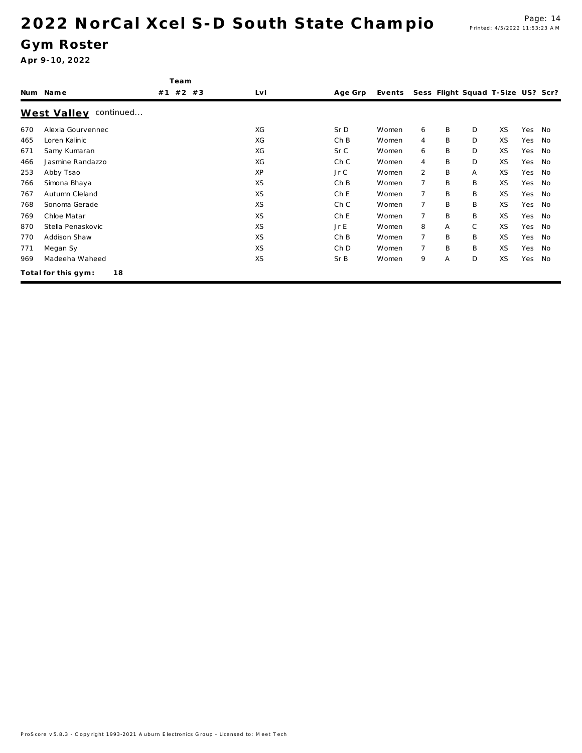# 2022 NorCal Xcel S-D South State Champio

## Gym Roster

**Apr 9-10, 2022**

| Num | Name | Team #1 | Team #2 | Team #3 | Lvl | Age Grp | Events | Sess | Flight | Squad | T-Size | US? | Scr? |
|---|---|---|---|---|---|---|---|---|---|---|---|---|---|
| **West Valley** continued... | | | | | | | | | | | | | |
| 670 | Alexia Gourvennec | | | | XG | Sr D | Women | 6 | B | D | XS | Yes | No |
| 465 | Loren Kalinic | | | | XG | Ch B | Women | 4 | B | D | XS | Yes | No |
| 671 | Samy Kumaran | | | | XG | Sr C | Women | 6 | B | D | XS | Yes | No |
| 466 | Jasmine Randazzo | | | | XG | Ch C | Women | 4 | B | D | XS | Yes | No |
| 253 | Abby Tsao | | | | XP | Jr C | Women | 2 | B | A | XS | Yes | No |
| 766 | Simona Bhaya | | | | XS | Ch B | Women | 7 | B | B | XS | Yes | No |
| 767 | Autumn Cleland | | | | XS | Ch E | Women | 7 | B | B | XS | Yes | No |
| 768 | Sonoma Gerade | | | | XS | Ch C | Women | 7 | B | B | XS | Yes | No |
| 769 | Chloe Matar | | | | XS | Ch E | Women | 7 | B | B | XS | Yes | No |
| 870 | Stella Penaskovic | | | | XS | Jr E | Women | 8 | A | C | XS | Yes | No |
| 770 | Addison Shaw | | | | XS | Ch B | Women | 7 | B | B | XS | Yes | No |
| 771 | Megan Sy | | | | XS | Ch D | Women | 7 | B | B | XS | Yes | No |
| 969 | Madeeha Waheed | | | | XS | Sr B | Women | 9 | A | D | XS | Yes | No |

**Total for this gym: 18**

ProScore v5.8.3 - Copyright 1993-2021 Auburn Electronics Group - Licensed to: Meet Tech